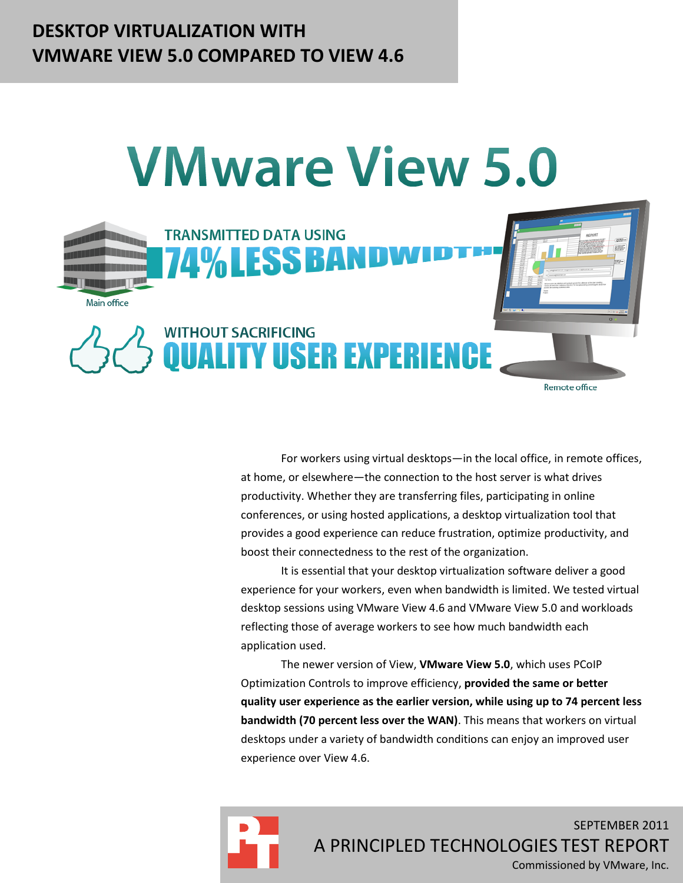# DESKTOP VIRTUALIZATION WITH VMWARE VIEW 5.0 COMPARED TO VIEW 4.6

## VMware View 5.0

TRANSMITTED DATA USING **74% LESS BANDWIDTH**

WITHOUT SACRIFICING **QUALITY USER EXPERIENCE**

Main office

Remote office

For workers using virtual desktops—in the local office, in remote offices, at home, or elsewhere—the connection to the host server is what drives productivity. Whether they are transferring files, participating in online conferences, or using hosted applications, a desktop virtualization tool that provides a good experience can reduce frustration, optimize productivity, and boost their connectedness to the rest of the organization.

It is essential that your desktop virtualization software deliver a good experience for your workers, even when bandwidth is limited. We tested virtual desktop sessions using VMware View 4.6 and VMware View 5.0 and workloads reflecting those of average workers to see how much bandwidth each application used.

The newer version of View, **VMware View 5.0**, which uses PCoIP Optimization Controls to improve efficiency, **provided the same or better quality user experience as the earlier version, while using up to 74 percent less bandwidth (70 percent less over the WAN)**. This means that workers on virtual desktops under a variety of bandwidth conditions can enjoy an improved user experience over View 4.6.

SEPTEMBER 2011

A PRINCIPLED TECHNOLOGIES TEST REPORT

Commissioned by VMware, Inc.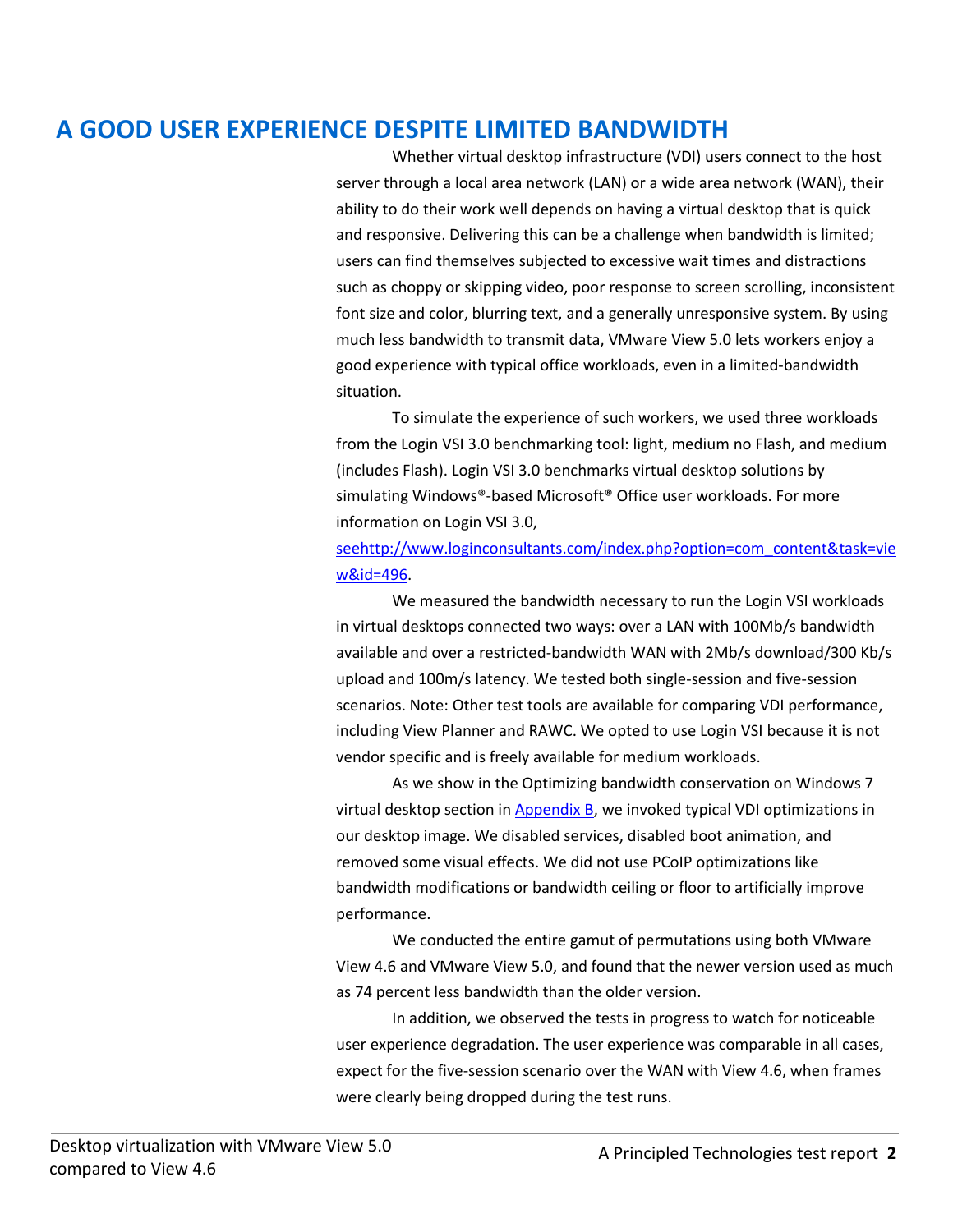# A GOOD USER EXPERIENCE DESPITE LIMITED BANDWIDTH

Whether virtual desktop infrastructure (VDI) users connect to the host server through a local area network (LAN) or a wide area network (WAN), their ability to do their work well depends on having a virtual desktop that is quick and responsive. Delivering this can be a challenge when bandwidth is limited; users can find themselves subjected to excessive wait times and distractions such as choppy or skipping video, poor response to screen scrolling, inconsistent font size and color, blurring text, and a generally unresponsive system. By using much less bandwidth to transmit data, VMware View 5.0 lets workers enjoy a good experience with typical office workloads, even in a limited-bandwidth situation.

To simulate the experience of such workers, we used three workloads from the Login VSI 3.0 benchmarking tool: light, medium no Flash, and medium (includes Flash). Login VSI 3.0 benchmarks virtual desktop solutions by simulating Windows®-based Microsoft® Office user workloads. For more information on Login VSI 3.0, [seehttp://www.loginconsultants.com/index.php?option=com_content&task=view&id=496](http://www.loginconsultants.com/index.php?option=com_content&task=view&id=496).

We measured the bandwidth necessary to run the Login VSI workloads in virtual desktops connected two ways: over a LAN with 100Mb/s bandwidth available and over a restricted-bandwidth WAN with 2Mb/s download/300 Kb/s upload and 100m/s latency. We tested both single-session and five-session scenarios. Note: Other test tools are available for comparing VDI performance, including View Planner and RAWC. We opted to use Login VSI because it is not vendor specific and is freely available for medium workloads.

As we show in the Optimizing bandwidth conservation on Windows 7 virtual desktop section in Appendix B, we invoked typical VDI optimizations in our desktop image. We disabled services, disabled boot animation, and removed some visual effects. We did not use PCoIP optimizations like bandwidth modifications or bandwidth ceiling or floor to artificially improve performance.

We conducted the entire gamut of permutations using both VMware View 4.6 and VMware View 5.0, and found that the newer version used as much as 74 percent less bandwidth than the older version.

In addition, we observed the tests in progress to watch for noticeable user experience degradation. The user experience was comparable in all cases, expect for the five-session scenario over the WAN with View 4.6, when frames were clearly being dropped during the test runs.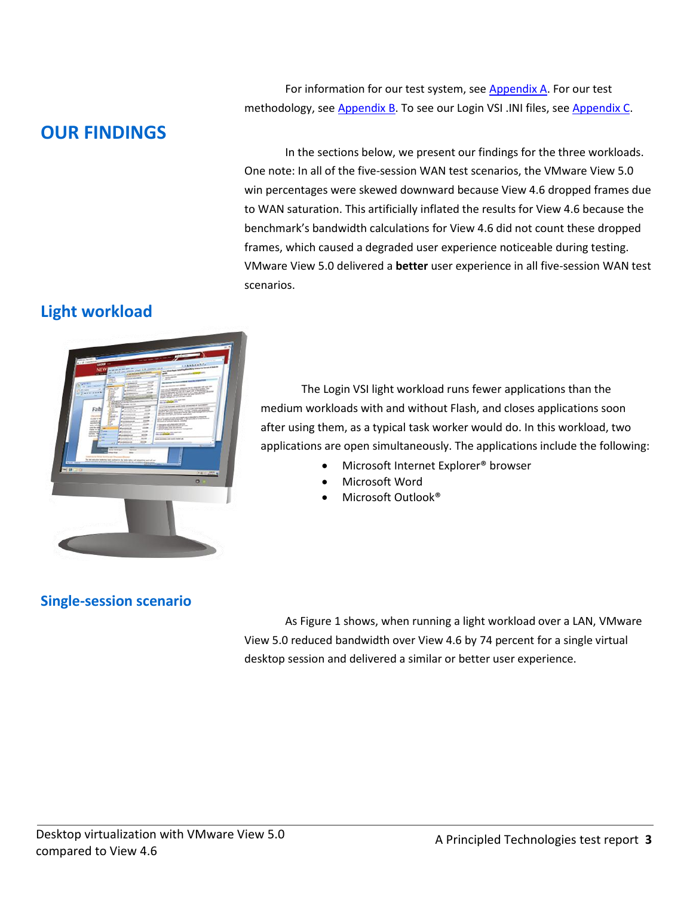For information for our test system, see Appendix A. For our test methodology, see Appendix B. To see our Login VSI .INI files, see Appendix C.

# OUR FINDINGS

In the sections below, we present our findings for the three workloads. One note: In all of the five-session WAN test scenarios, the VMware View 5.0 win percentages were skewed downward because View 4.6 dropped frames due to WAN saturation. This artificially inflated the results for View 4.6 because the benchmark's bandwidth calculations for View 4.6 did not count these dropped frames, which caused a degraded user experience noticeable during testing. VMware View 5.0 delivered a **better** user experience in all five-session WAN test scenarios.

## Light workload

The Login VSI light workload runs fewer applications than the medium workloads with and without Flash, and closes applications soon after using them, as a typical task worker would do. In this workload, two applications are open simultaneously. The applications include the following:

- Microsoft Internet Explorer® browser
- Microsoft Word
- Microsoft Outlook®

### Single-session scenario

As Figure 1 shows, when running a light workload over a LAN, VMware View 5.0 reduced bandwidth over View 4.6 by 74 percent for a single virtual desktop session and delivered a similar or better user experience.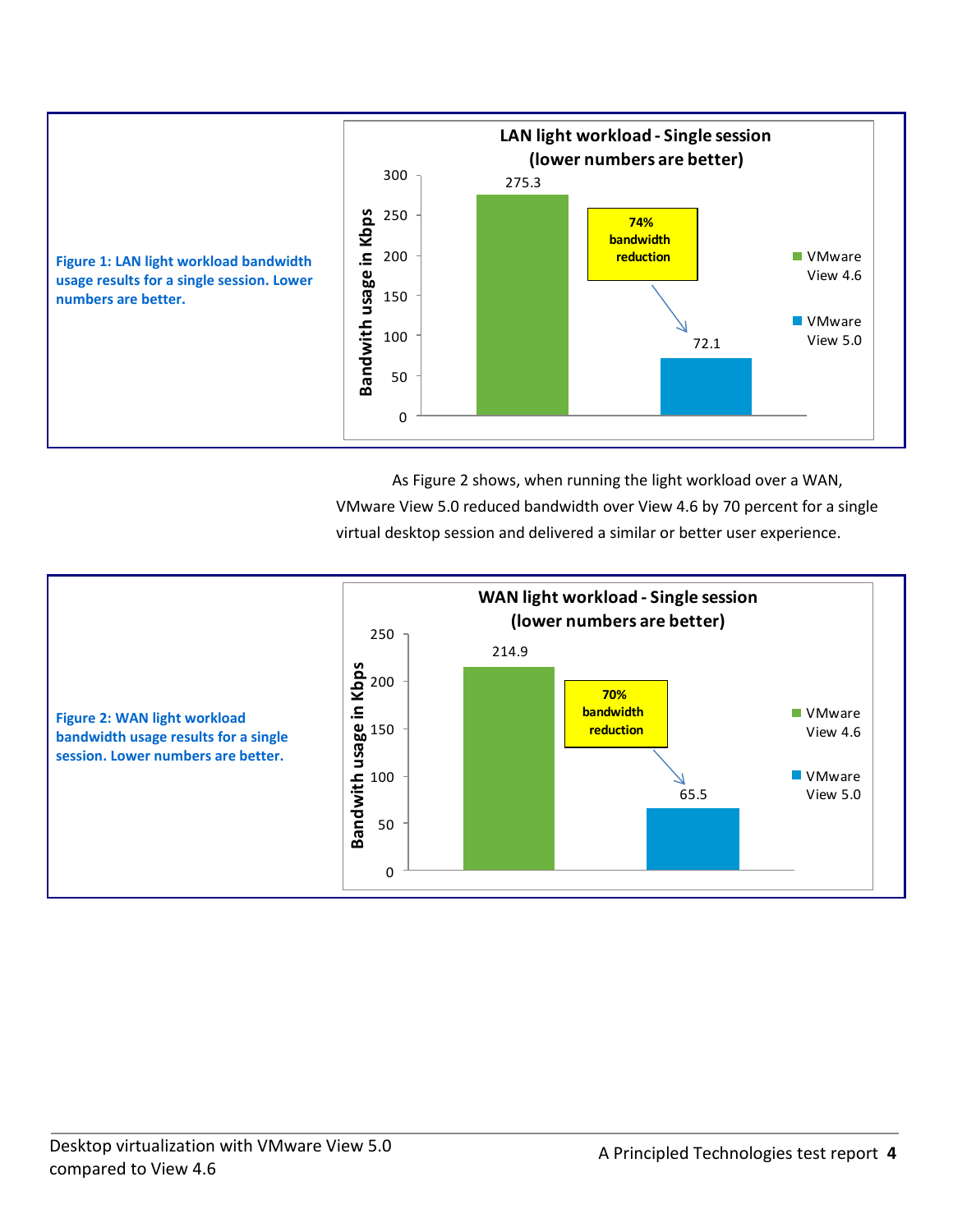**Figure 1: LAN light workload bandwidth usage results for a single session. Lower numbers are better.**

LAN light workload - Single session (lower numbers are better)

| | Bandwidth usage in Kbps |
|---|---|
| VMware View 4.6 | 275.3 |
| VMware View 5.0 | 72.1 |

74% bandwidth reduction

As Figure 2 shows, when running the light workload over a WAN, VMware View 5.0 reduced bandwidth over View 4.6 by 70 percent for a single virtual desktop session and delivered a similar or better user experience.

**Figure 2: WAN light workload bandwidth usage results for a single session. Lower numbers are better.**

WAN light workload - Single session (lower numbers are better)

| | Bandwidth usage in Kbps |
|---|---|
| VMware View 4.6 | 214.9 |
| VMware View 5.0 | 65.5 |

70% bandwidth reduction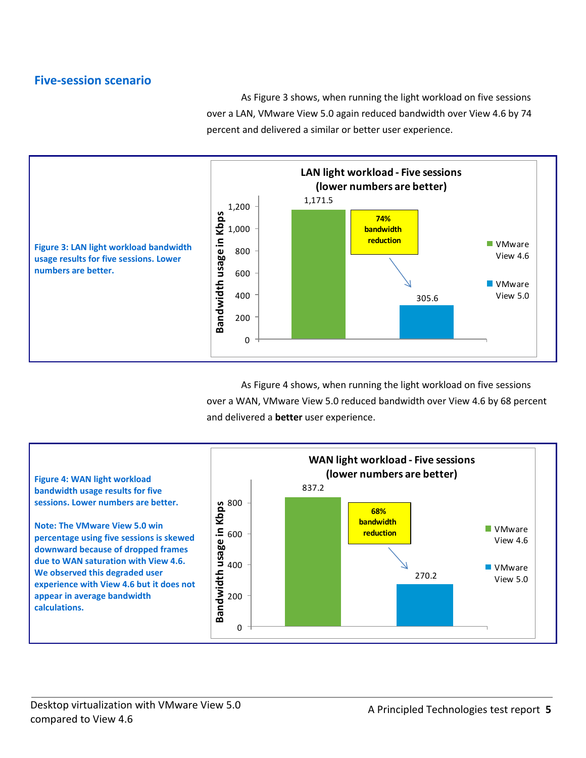## Five-session scenario

As Figure 3 shows, when running the light workload on five sessions over a LAN, VMware View 5.0 again reduced bandwidth over View 4.6 by 74 percent and delivered a similar or better user experience.

**LAN light workload - Five sessions (lower numbers are better)**

| | Bandwidth usage in Kbps |
|---|---|
| VMware View 4.6 | 1,171.5 |
| VMware View 5.0 | 305.6 |

74% bandwidth reduction

**Figure 3: LAN light workload bandwidth usage results for five sessions. Lower numbers are better.**

As Figure 4 shows, when running the light workload on five sessions over a WAN, VMware View 5.0 reduced bandwidth over View 4.6 by 68 percent and delivered a **better** user experience.

**WAN light workload - Five sessions (lower numbers are better)**

| | Bandwidth usage in Kbps |
|---|---|
| VMware View 4.6 | 837.2 |
| VMware View 5.0 | 270.2 |

68% bandwidth reduction

**Figure 4: WAN light workload bandwidth usage results for five sessions. Lower numbers are better.**

**Note: The VMware View 5.0 win percentage using five sessions is skewed downward because of dropped frames due to WAN saturation with View 4.6. We observed this degraded user experience with View 4.6 but it does not appear in average bandwidth calculations.**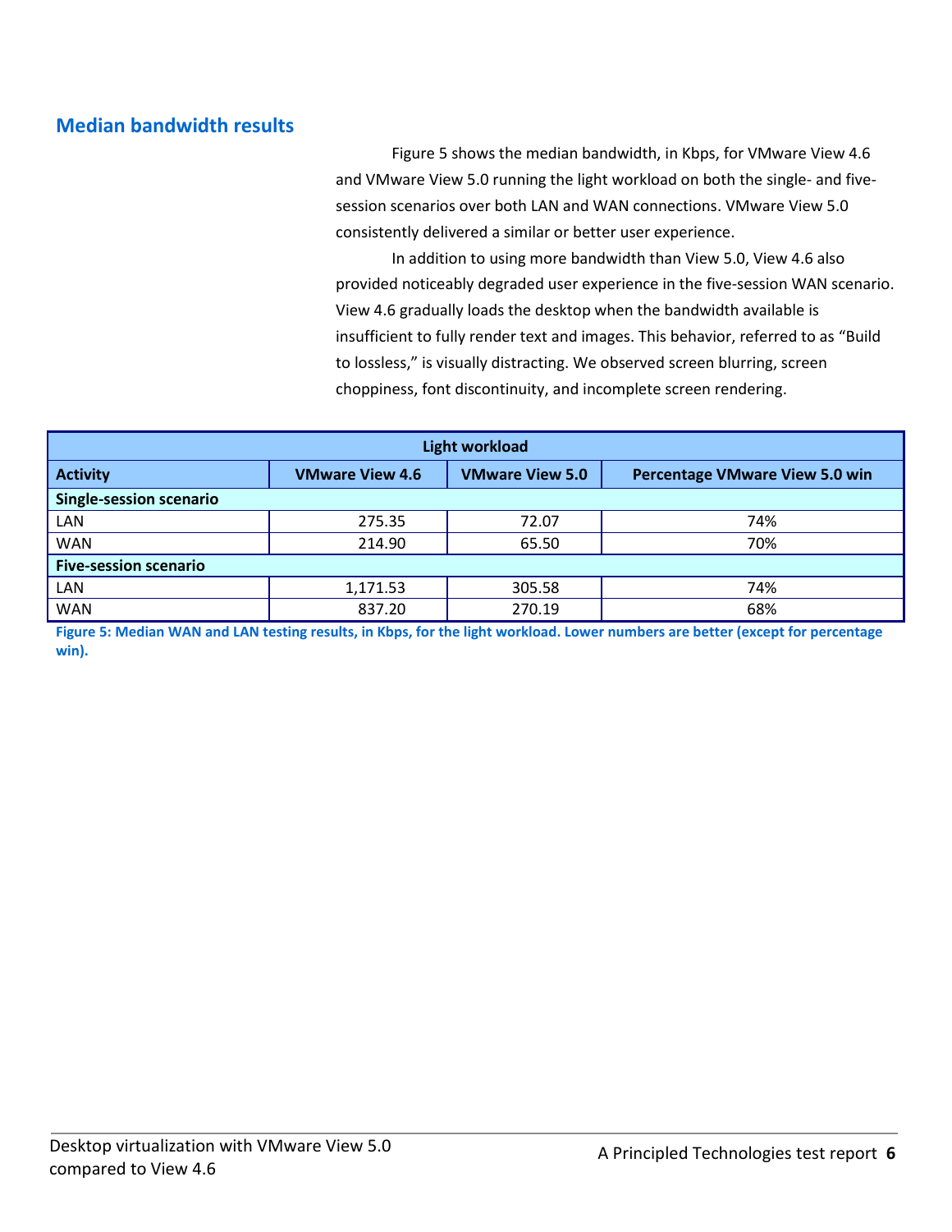## Median bandwidth results

Figure 5 shows the median bandwidth, in Kbps, for VMware View 4.6 and VMware View 5.0 running the light workload on both the single- and five-session scenarios over both LAN and WAN connections. VMware View 5.0 consistently delivered a similar or better user experience.

In addition to using more bandwidth than View 5.0, View 4.6 also provided noticeably degraded user experience in the five-session WAN scenario. View 4.6 gradually loads the desktop when the bandwidth available is insufficient to fully render text and images. This behavior, referred to as "Build to lossless," is visually distracting. We observed screen blurring, screen choppiness, font discontinuity, and incomplete screen rendering.

| Light workload | | | |
|---|---|---|---|
| **Activity** | **VMware View 4.6** | **VMware View 5.0** | **Percentage VMware View 5.0 win** |
| **Single-session scenario** | | | |
| LAN | 275.35 | 72.07 | 74% |
| WAN | 214.90 | 65.50 | 70% |
| **Five-session scenario** | | | |
| LAN | 1,171.53 | 305.58 | 74% |
| WAN | 837.20 | 270.19 | 68% |

**Figure 5: Median WAN and LAN testing results, in Kbps, for the light workload. Lower numbers are better (except for percentage win).**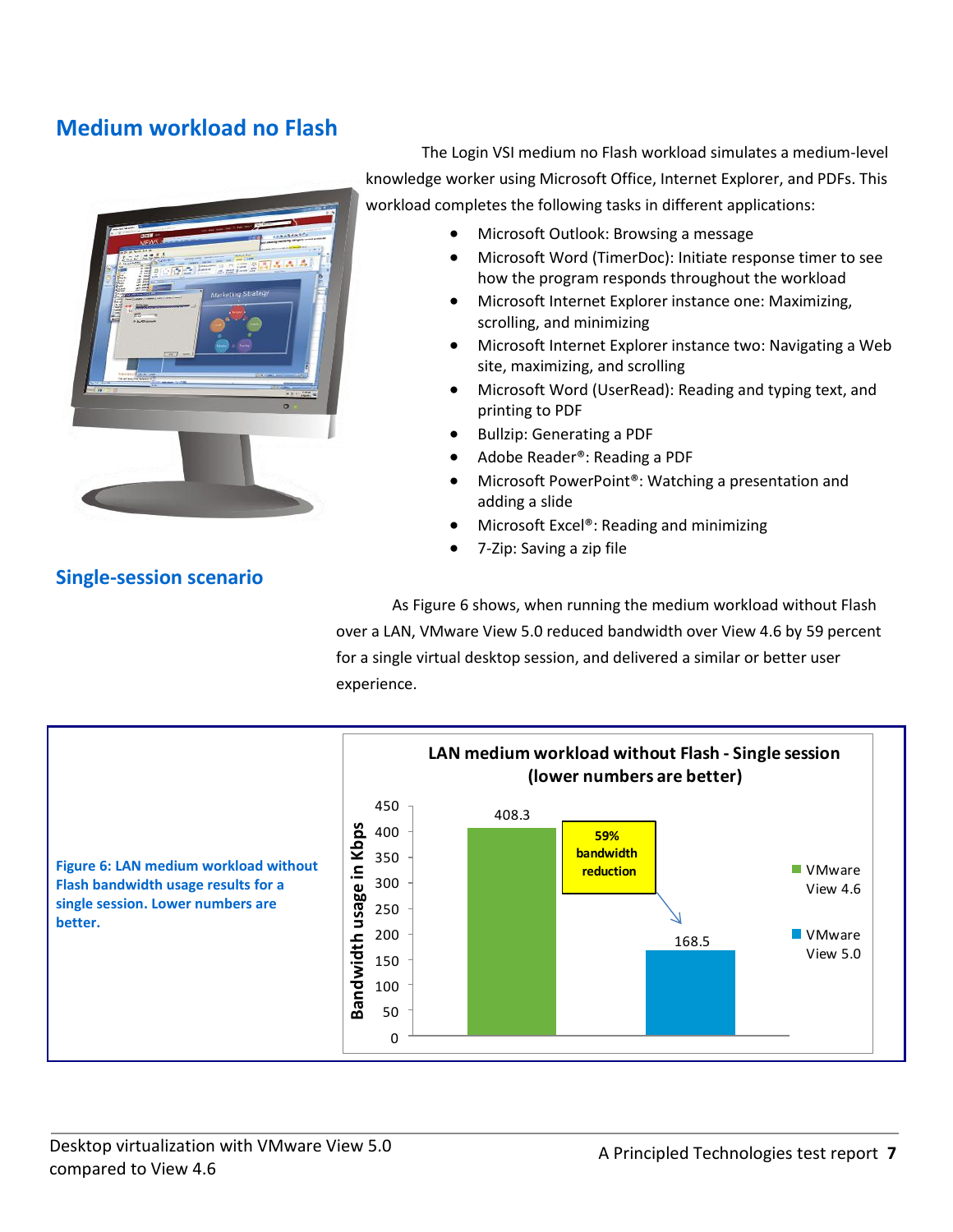## Medium workload no Flash

The Login VSI medium no Flash workload simulates a medium-level knowledge worker using Microsoft Office, Internet Explorer, and PDFs. This workload completes the following tasks in different applications:

- Microsoft Outlook: Browsing a message
- Microsoft Word (TimerDoc): Initiate response timer to see how the program responds throughout the workload
- Microsoft Internet Explorer instance one: Maximizing, scrolling, and minimizing
- Microsoft Internet Explorer instance two: Navigating a Web site, maximizing, and scrolling
- Microsoft Word (UserRead): Reading and typing text, and printing to PDF
- Bullzip: Generating a PDF
- Adobe Reader®: Reading a PDF
- Microsoft PowerPoint®: Watching a presentation and adding a slide
- Microsoft Excel®: Reading and minimizing
- 7-Zip: Saving a zip file

### Single-session scenario

As Figure 6 shows, when running the medium workload without Flash over a LAN, VMware View 5.0 reduced bandwidth over View 4.6 by 59 percent for a single virtual desktop session, and delivered a similar or better user experience.

**LAN medium workload without Flash - Single session (lower numbers are better)**

| | Bandwidth usage in Kbps |
|---|---|
| VMware View 4.6 | 408.3 |
| VMware View 5.0 | 168.5 |

59% bandwidth reduction

**Figure 6: LAN medium workload without Flash bandwidth usage results for a single session. Lower numbers are better.**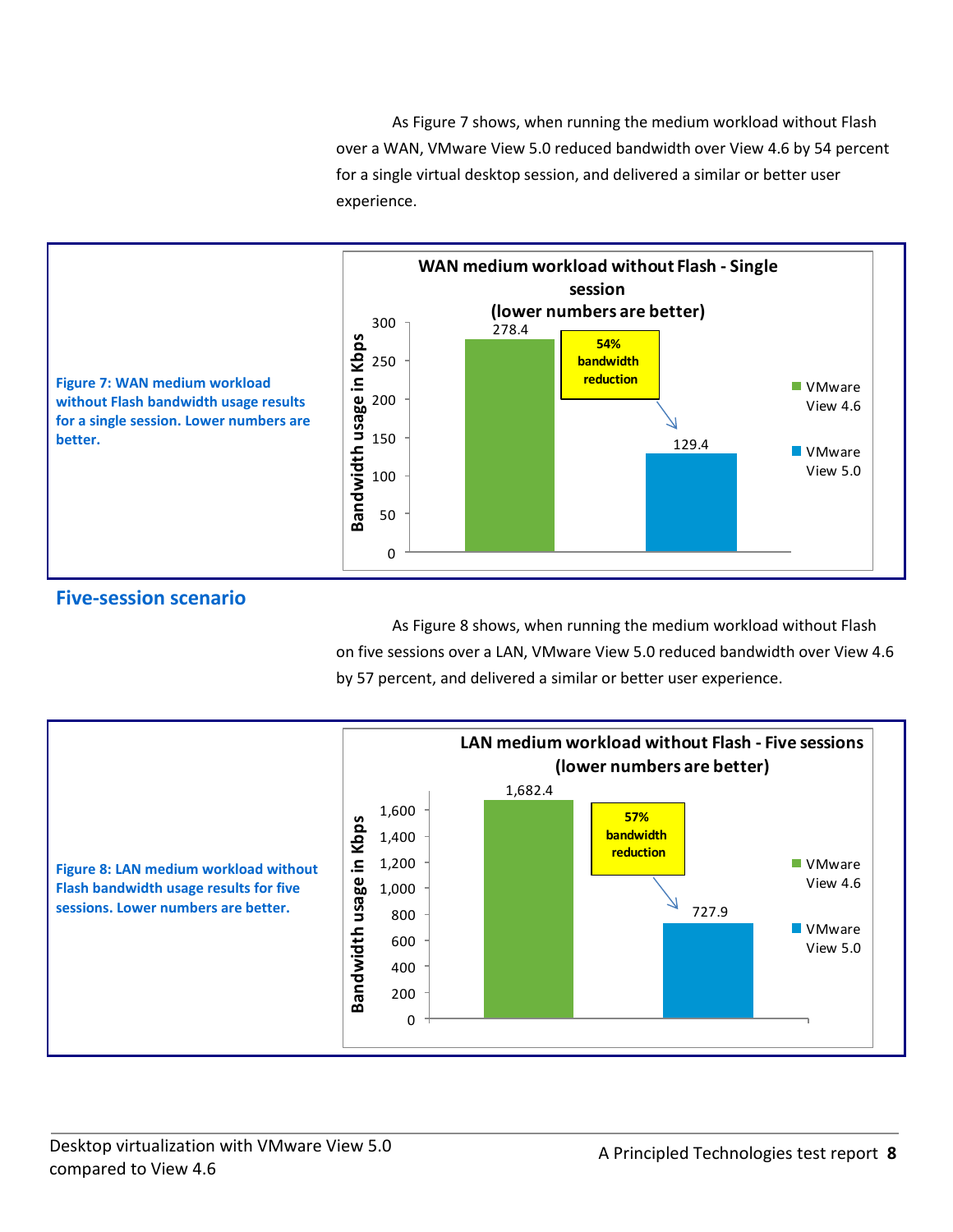As Figure 7 shows, when running the medium workload without Flash over a WAN, VMware View 5.0 reduced bandwidth over View 4.6 by 54 percent for a single virtual desktop session, and delivered a similar or better user experience.

**WAN medium workload without Flash - Single session (lower numbers are better)**

| | Bandwidth usage in Kbps |
|---|---|
| VMware View 4.6 | 278.4 |
| VMware View 5.0 | 129.4 |

54% bandwidth reduction

**Figure 7: WAN medium workload without Flash bandwidth usage results for a single session. Lower numbers are better.**

## Five-session scenario

As Figure 8 shows, when running the medium workload without Flash on five sessions over a LAN, VMware View 5.0 reduced bandwidth over View 4.6 by 57 percent, and delivered a similar or better user experience.

**LAN medium workload without Flash - Five sessions (lower numbers are better)**

| | Bandwidth usage in Kbps |
|---|---|
| VMware View 4.6 | 1,682.4 |
| VMware View 5.0 | 727.9 |

57% bandwidth reduction

**Figure 8: LAN medium workload without Flash bandwidth usage results for five sessions. Lower numbers are better.**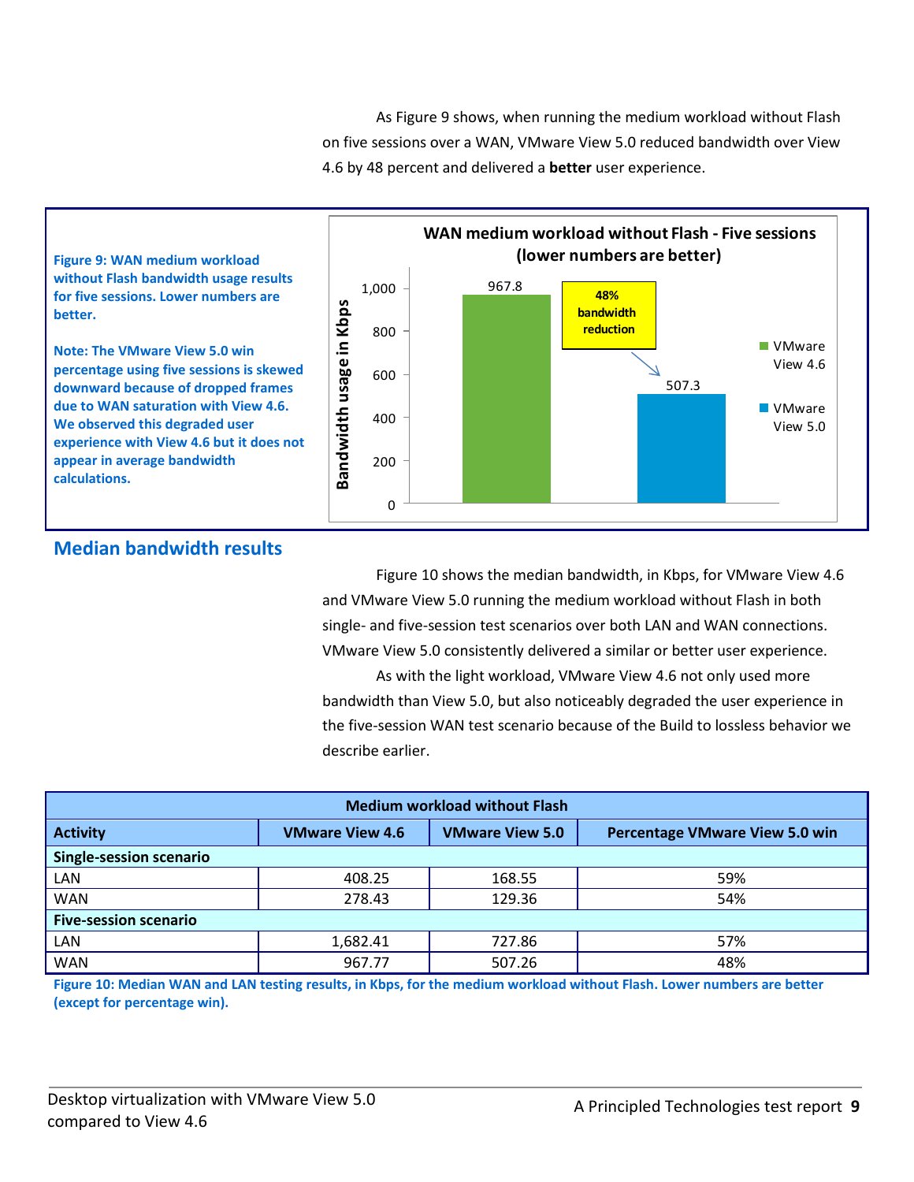As Figure 9 shows, when running the medium workload without Flash on five sessions over a WAN, VMware View 5.0 reduced bandwidth over View 4.6 by 48 percent and delivered a **better** user experience.

**WAN medium workload without Flash - Five sessions (lower numbers are better)**

| | Bandwidth usage in Kbps |
|---|---|
| VMware View 4.6 | 967.8 |
| VMware View 5.0 | 507.3 |

48% bandwidth reduction

**Figure 9: WAN medium workload without Flash bandwidth usage results for five sessions. Lower numbers are better.**

**Note: The VMware View 5.0 win percentage using five sessions is skewed downward because of dropped frames due to WAN saturation with View 4.6. We observed this degraded user experience with View 4.6 but it does not appear in average bandwidth calculations.**

## Median bandwidth results

Figure 10 shows the median bandwidth, in Kbps, for VMware View 4.6 and VMware View 5.0 running the medium workload without Flash in both single- and five-session test scenarios over both LAN and WAN connections. VMware View 5.0 consistently delivered a similar or better user experience.

As with the light workload, VMware View 4.6 not only used more bandwidth than View 5.0, but also noticeably degraded the user experience in the five-session WAN test scenario because of the Build to lossless behavior we describe earlier.

| Medium workload without Flash | | | |
|---|---|---|---|
| **Activity** | **VMware View 4.6** | **VMware View 5.0** | **Percentage VMware View 5.0 win** |
| **Single-session scenario** | | | |
| LAN | 408.25 | 168.55 | 59% |
| WAN | 278.43 | 129.36 | 54% |
| **Five-session scenario** | | | |
| LAN | 1,682.41 | 727.86 | 57% |
| WAN | 967.77 | 507.26 | 48% |

**Figure 10: Median WAN and LAN testing results, in Kbps, for the medium workload without Flash. Lower numbers are better (except for percentage win).**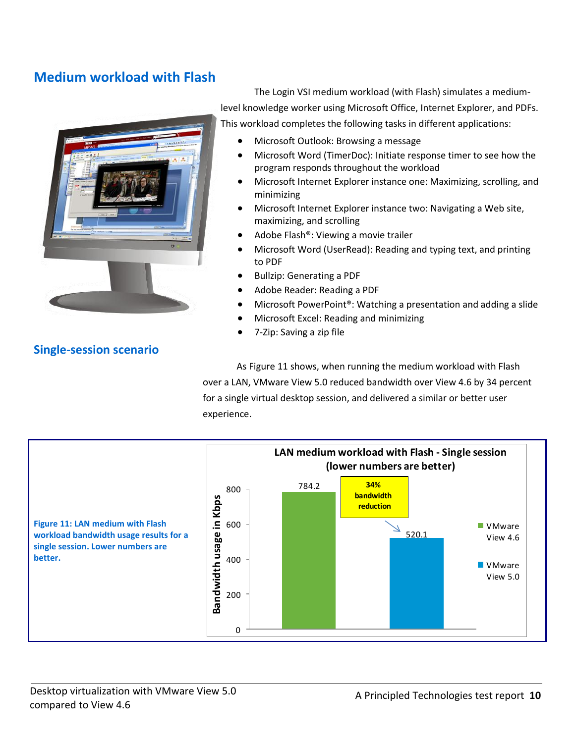## Medium workload with Flash

The Login VSI medium workload (with Flash) simulates a medium-level knowledge worker using Microsoft Office, Internet Explorer, and PDFs. This workload completes the following tasks in different applications:

- Microsoft Outlook: Browsing a message
- Microsoft Word (TimerDoc): Initiate response timer to see how the program responds throughout the workload
- Microsoft Internet Explorer instance one: Maximizing, scrolling, and minimizing
- Microsoft Internet Explorer instance two: Navigating a Web site, maximizing, and scrolling
- Adobe Flash®: Viewing a movie trailer
- Microsoft Word (UserRead): Reading and typing text, and printing to PDF
- Bullzip: Generating a PDF
- Adobe Reader: Reading a PDF
- Microsoft PowerPoint®: Watching a presentation and adding a slide
- Microsoft Excel: Reading and minimizing
- 7-Zip: Saving a zip file

## Single-session scenario

As Figure 11 shows, when running the medium workload with Flash over a LAN, VMware View 5.0 reduced bandwidth over View 4.6 by 34 percent for a single virtual desktop session, and delivered a similar or better user experience.

**LAN medium workload with Flash - Single session (lower numbers are better)**

| | Bandwidth usage in Kbps |
|---|---|
| VMware View 4.6 | 784.2 |
| VMware View 5.0 | 520.1 |

34% bandwidth reduction

Figure 11: LAN medium with Flash workload bandwidth usage results for a single session. Lower numbers are better.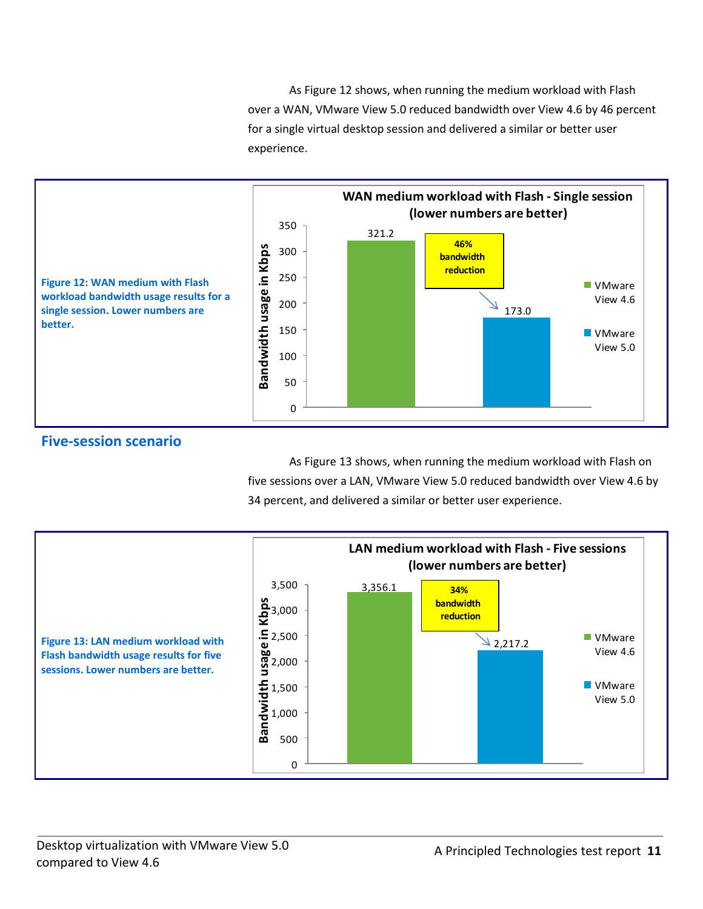As Figure 12 shows, when running the medium workload with Flash over a WAN, VMware View 5.0 reduced bandwidth over View 4.6 by 46 percent for a single virtual desktop session and delivered a similar or better user experience.

**WAN medium workload with Flash - Single session (lower numbers are better)**

| | Bandwidth usage in Kbps |
|---|---|
| VMware View 4.6 | 321.2 |
| VMware View 5.0 | 173.0 |

46% bandwidth reduction

**Figure 12: WAN medium with Flash workload bandwidth usage results for a single session. Lower numbers are better.**

## Five-session scenario

As Figure 13 shows, when running the medium workload with Flash on five sessions over a LAN, VMware View 5.0 reduced bandwidth over View 4.6 by 34 percent, and delivered a similar or better user experience.

**LAN medium workload with Flash - Five sessions (lower numbers are better)**

| | Bandwidth usage in Kbps |
|---|---|
| VMware View 4.6 | 3,356.1 |
| VMware View 5.0 | 2,217.2 |

34% bandwidth reduction

**Figure 13: LAN medium workload with Flash bandwidth usage results for five sessions. Lower numbers are better.**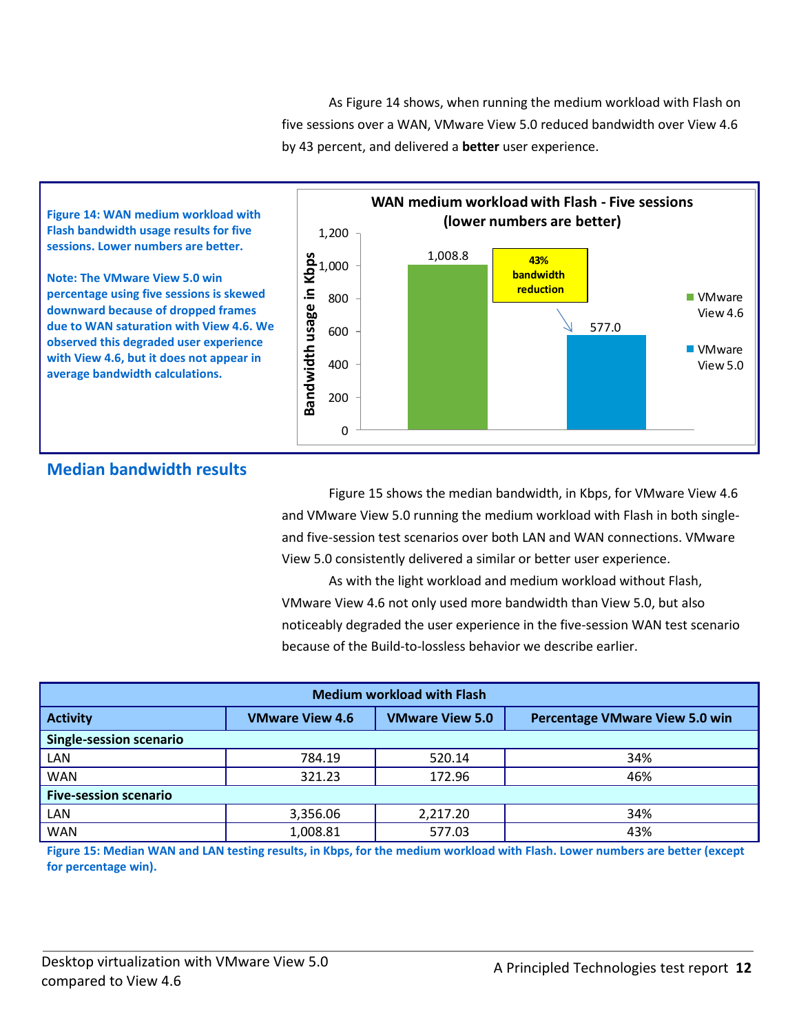As Figure 14 shows, when running the medium workload with Flash on five sessions over a WAN, VMware View 5.0 reduced bandwidth over View 4.6 by 43 percent, and delivered a **better** user experience.

**Figure 14: WAN medium workload with Flash bandwidth usage results for five sessions. Lower numbers are better.**

**Note: The VMware View 5.0 win percentage using five sessions is skewed downward because of dropped frames due to WAN saturation with View 4.6. We observed this degraded user experience with View 4.6, but it does not appear in average bandwidth calculations.**

**WAN medium workload with Flash - Five sessions (lower numbers are better)**

| | Bandwidth usage in Kbps |
|---|---|
| VMware View 4.6 | 1,008.8 |
| VMware View 5.0 | 577.0 |

43% bandwidth reduction

## Median bandwidth results

Figure 15 shows the median bandwidth, in Kbps, for VMware View 4.6 and VMware View 5.0 running the medium workload with Flash in both single- and five-session test scenarios over both LAN and WAN connections. VMware View 5.0 consistently delivered a similar or better user experience.

As with the light workload and medium workload without Flash, VMware View 4.6 not only used more bandwidth than View 5.0, but also noticeably degraded the user experience in the five-session WAN test scenario because of the Build-to-lossless behavior we describe earlier.

| Medium workload with Flash | | | |
|---|---|---|---|
| **Activity** | **VMware View 4.6** | **VMware View 5.0** | **Percentage VMware View 5.0 win** |
| **Single-session scenario** | | | |
| LAN | 784.19 | 520.14 | 34% |
| WAN | 321.23 | 172.96 | 46% |
| **Five-session scenario** | | | |
| LAN | 3,356.06 | 2,217.20 | 34% |
| WAN | 1,008.81 | 577.03 | 43% |

**Figure 15: Median WAN and LAN testing results, in Kbps, for the medium workload with Flash. Lower numbers are better (except for percentage win).**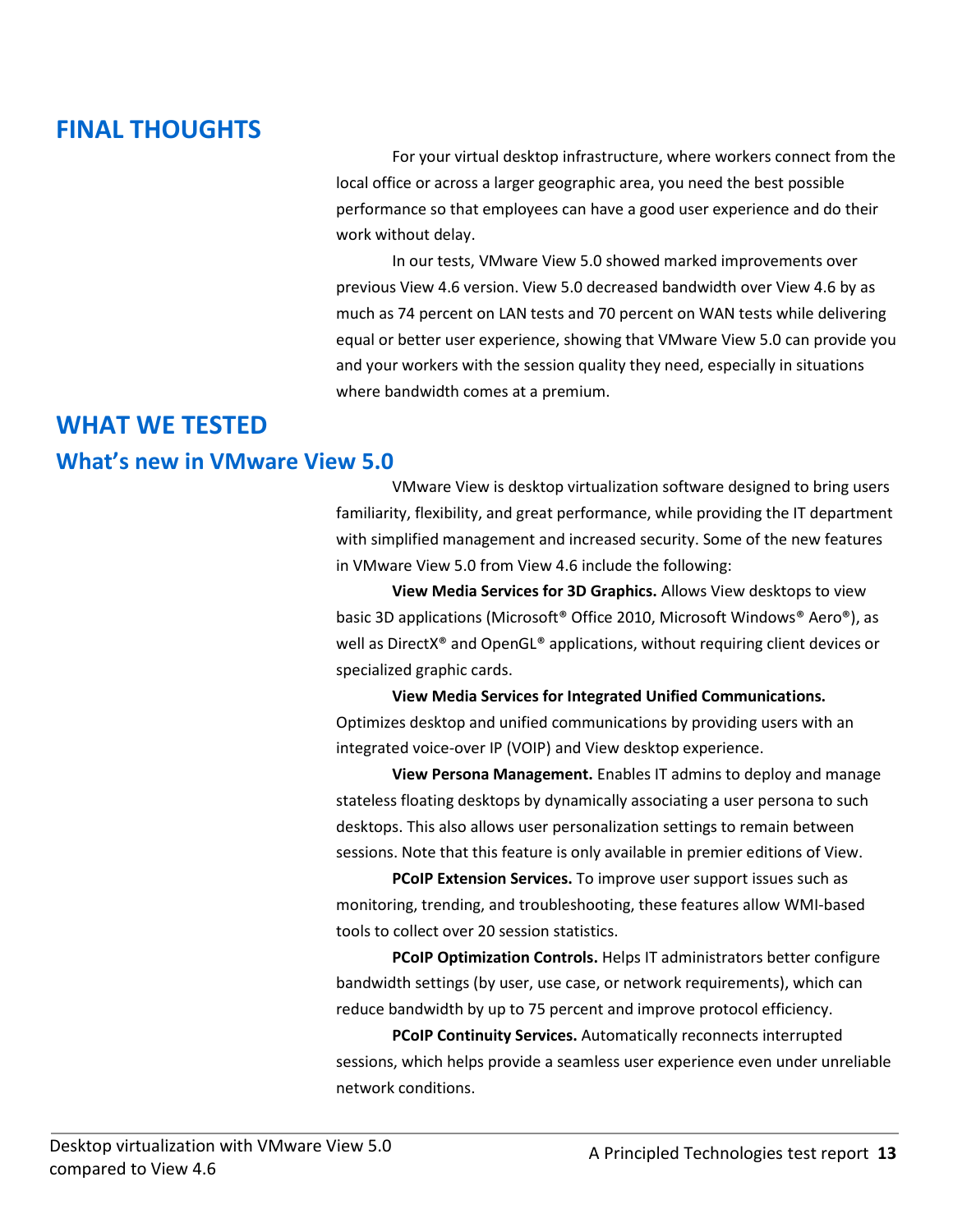# FINAL THOUGHTS

For your virtual desktop infrastructure, where workers connect from the local office or across a larger geographic area, you need the best possible performance so that employees can have a good user experience and do their work without delay.

In our tests, VMware View 5.0 showed marked improvements over previous View 4.6 version. View 5.0 decreased bandwidth over View 4.6 by as much as 74 percent on LAN tests and 70 percent on WAN tests while delivering equal or better user experience, showing that VMware View 5.0 can provide you and your workers with the session quality they need, especially in situations where bandwidth comes at a premium.

# WHAT WE TESTED

## What's new in VMware View 5.0

VMware View is desktop virtualization software designed to bring users familiarity, flexibility, and great performance, while providing the IT department with simplified management and increased security. Some of the new features in VMware View 5.0 from View 4.6 include the following:

**View Media Services for 3D Graphics.** Allows View desktops to view basic 3D applications (Microsoft® Office 2010, Microsoft Windows® Aero®), as well as DirectX® and OpenGL® applications, without requiring client devices or specialized graphic cards.

**View Media Services for Integrated Unified Communications.** Optimizes desktop and unified communications by providing users with an integrated voice-over IP (VOIP) and View desktop experience.

**View Persona Management.** Enables IT admins to deploy and manage stateless floating desktops by dynamically associating a user persona to such desktops. This also allows user personalization settings to remain between sessions. Note that this feature is only available in premier editions of View.

**PCoIP Extension Services.** To improve user support issues such as monitoring, trending, and troubleshooting, these features allow WMI-based tools to collect over 20 session statistics.

**PCoIP Optimization Controls.** Helps IT administrators better configure bandwidth settings (by user, use case, or network requirements), which can reduce bandwidth by up to 75 percent and improve protocol efficiency.

**PCoIP Continuity Services.** Automatically reconnects interrupted sessions, which helps provide a seamless user experience even under unreliable network conditions.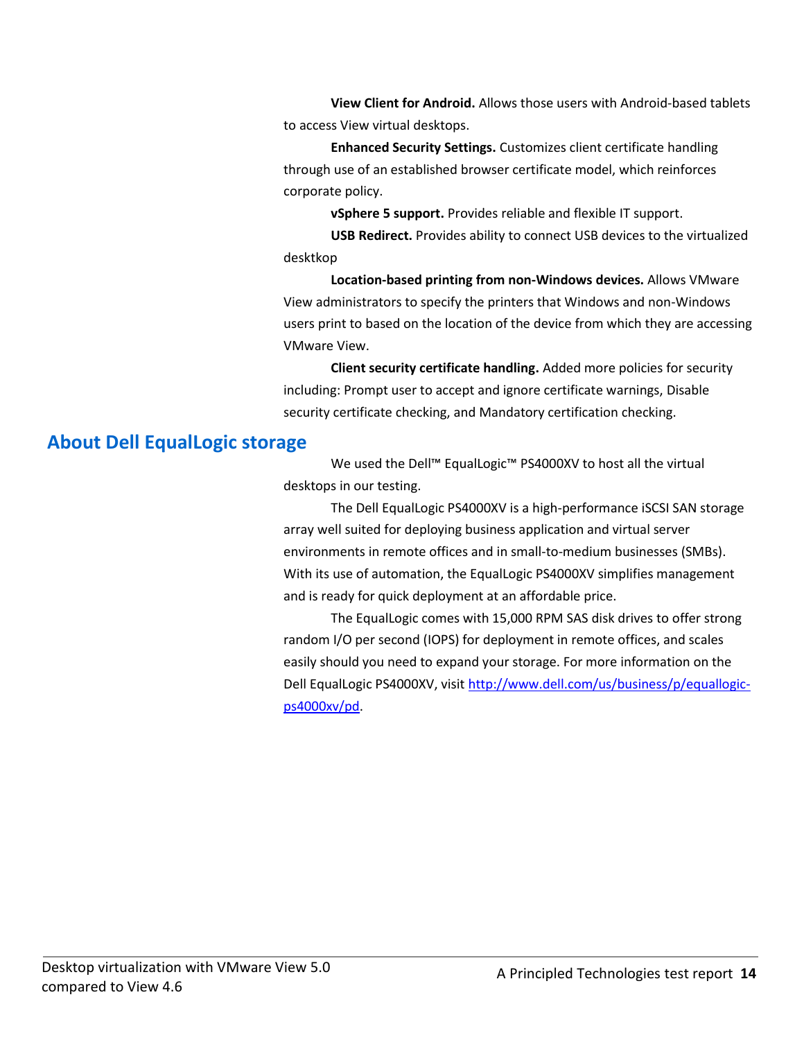**View Client for Android.** Allows those users with Android-based tablets to access View virtual desktops.

**Enhanced Security Settings.** Customizes client certificate handling through use of an established browser certificate model, which reinforces corporate policy.

**vSphere 5 support.** Provides reliable and flexible IT support.

**USB Redirect.** Provides ability to connect USB devices to the virtualized desktkop

**Location-based printing from non-Windows devices.** Allows VMware View administrators to specify the printers that Windows and non-Windows users print to based on the location of the device from which they are accessing VMware View.

**Client security certificate handling.** Added more policies for security including: Prompt user to accept and ignore certificate warnings, Disable security certificate checking, and Mandatory certification checking.

## About Dell EqualLogic storage

We used the Dell™ EqualLogic™ PS4000XV to host all the virtual desktops in our testing.

The Dell EqualLogic PS4000XV is a high-performance iSCSI SAN storage array well suited for deploying business application and virtual server environments in remote offices and in small-to-medium businesses (SMBs). With its use of automation, the EqualLogic PS4000XV simplifies management and is ready for quick deployment at an affordable price.

The EqualLogic comes with 15,000 RPM SAS disk drives to offer strong random I/O per second (IOPS) for deployment in remote offices, and scales easily should you need to expand your storage. For more information on the Dell EqualLogic PS4000XV, visit http://www.dell.com/us/business/p/equallogic-ps4000xv/pd.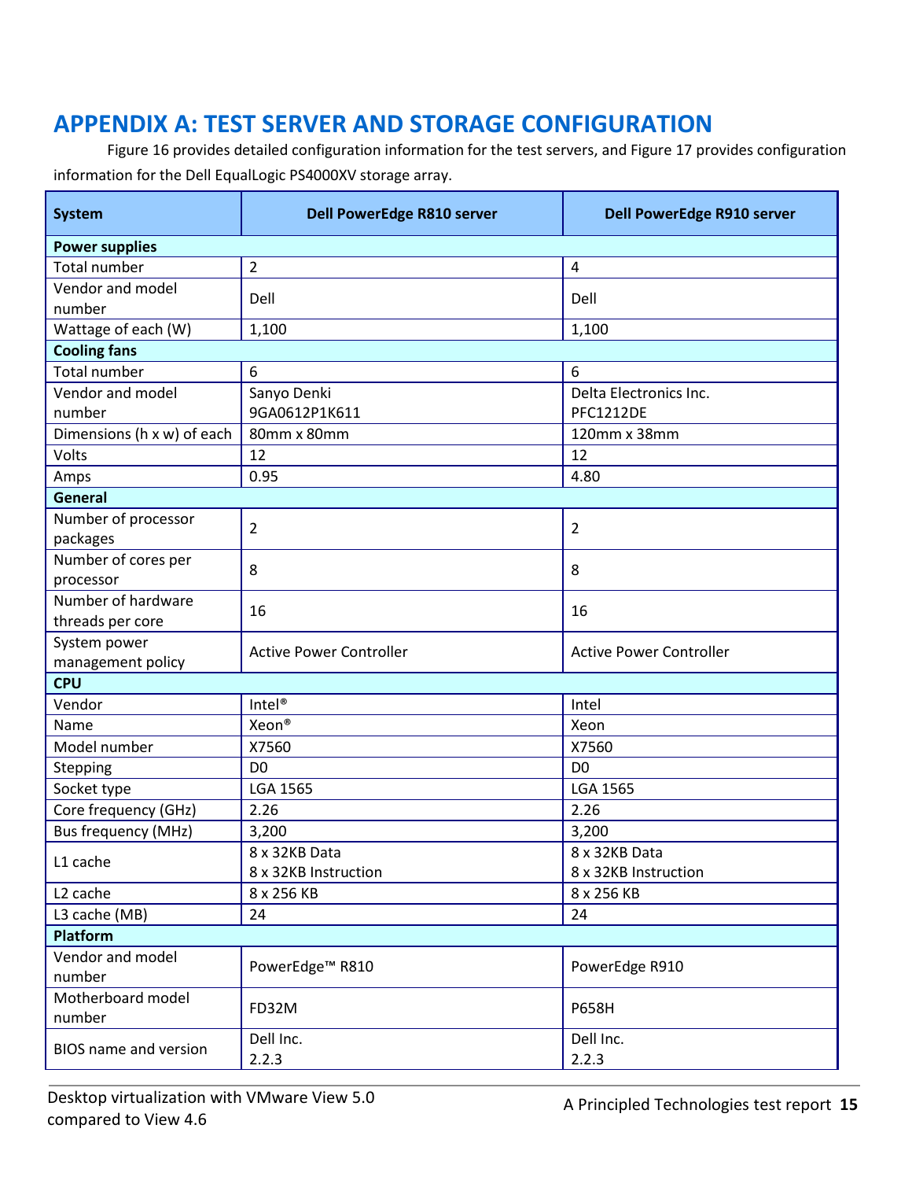# APPENDIX A: TEST SERVER AND STORAGE CONFIGURATION

Figure 16 provides detailed configuration information for the test servers, and Figure 17 provides configuration information for the Dell EqualLogic PS4000XV storage array.

| System | Dell PowerEdge R810 server | Dell PowerEdge R910 server |
|---|---|---|
| **Power supplies** | | |
| Total number | 2 | 4 |
| Vendor and model number | Dell | Dell |
| Wattage of each (W) | 1,100 | 1,100 |
| **Cooling fans** | | |
| Total number | 6 | 6 |
| Vendor and model number | Sanyo Denki 9GA0612P1K611 | Delta Electronics Inc. PFC1212DE |
| Dimensions (h x w) of each | 80mm x 80mm | 120mm x 38mm |
| Volts | 12 | 12 |
| Amps | 0.95 | 4.80 |
| **General** | | |
| Number of processor packages | 2 | 2 |
| Number of cores per processor | 8 | 8 |
| Number of hardware threads per core | 16 | 16 |
| System power management policy | Active Power Controller | Active Power Controller |
| **CPU** | | |
| Vendor | Intel® | Intel |
| Name | Xeon® | Xeon |
| Model number | X7560 | X7560 |
| Stepping | D0 | D0 |
| Socket type | LGA 1565 | LGA 1565 |
| Core frequency (GHz) | 2.26 | 2.26 |
| Bus frequency (MHz) | 3,200 | 3,200 |
| L1 cache | 8 x 32KB Data<br>8 x 32KB Instruction | 8 x 32KB Data<br>8 x 32KB Instruction |
| L2 cache | 8 x 256 KB | 8 x 256 KB |
| L3 cache (MB) | 24 | 24 |
| **Platform** | | |
| Vendor and model number | PowerEdge™ R810 | PowerEdge R910 |
| Motherboard model number | FD32M | P658H |
| BIOS name and version | Dell Inc. 2.2.3 | Dell Inc. 2.2.3 |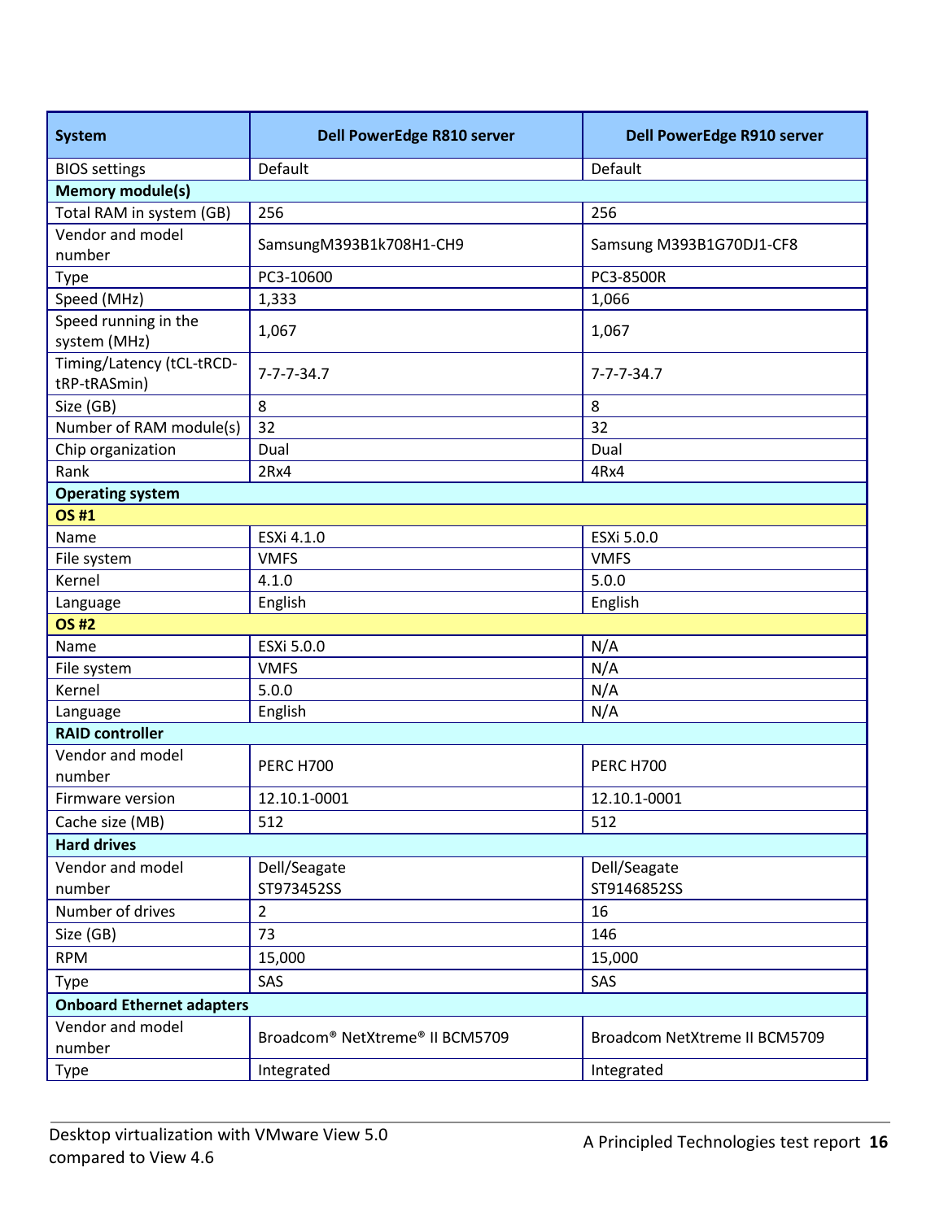| System | Dell PowerEdge R810 server | Dell PowerEdge R910 server |
|---|---|---|
| BIOS settings | Default | Default |
| **Memory module(s)** | | |
| Total RAM in system (GB) | 256 | 256 |
| Vendor and model number | SamsungM393B1k708H1-CH9 | Samsung M393B1G70DJ1-CF8 |
| Type | PC3-10600 | PC3-8500R |
| Speed (MHz) | 1,333 | 1,066 |
| Speed running in the system (MHz) | 1,067 | 1,067 |
| Timing/Latency (tCL-tRCD-tRP-tRASmin) | 7-7-7-34.7 | 7-7-7-34.7 |
| Size (GB) | 8 | 8 |
| Number of RAM module(s) | 32 | 32 |
| Chip organization | Dual | Dual |
| Rank | 2Rx4 | 4Rx4 |
| **Operating system** | | |
| **OS #1** | | |
| Name | ESXi 4.1.0 | ESXi 5.0.0 |
| File system | VMFS | VMFS |
| Kernel | 4.1.0 | 5.0.0 |
| Language | English | English |
| **OS #2** | | |
| Name | ESXi 5.0.0 | N/A |
| File system | VMFS | N/A |
| Kernel | 5.0.0 | N/A |
| Language | English | N/A |
| **RAID controller** | | |
| Vendor and model number | PERC H700 | PERC H700 |
| Firmware version | 12.10.1-0001 | 12.10.1-0001 |
| Cache size (MB) | 512 | 512 |
| **Hard drives** | | |
| Vendor and model number | Dell/Seagate ST973452SS | Dell/Seagate ST9146852SS |
| Number of drives | 2 | 16 |
| Size (GB) | 73 | 146 |
| RPM | 15,000 | 15,000 |
| Type | SAS | SAS |
| **Onboard Ethernet adapters** | | |
| Vendor and model number | Broadcom® NetXtreme® II BCM5709 | Broadcom NetXtreme II BCM5709 |
| Type | Integrated | Integrated |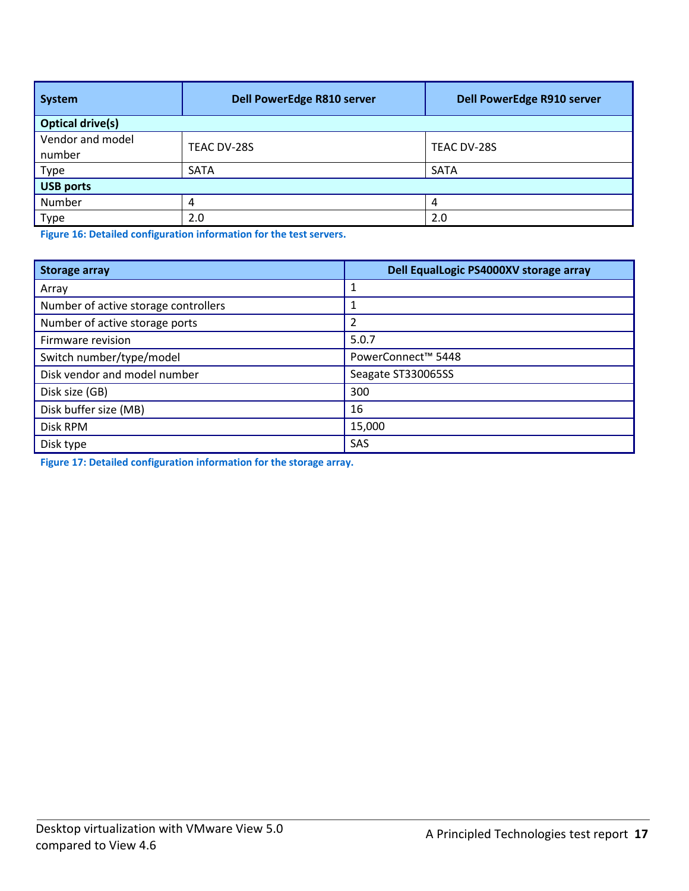| System | Dell PowerEdge R810 server | Dell PowerEdge R910 server |
| --- | --- | --- |
| **Optical drive(s)** | | |
| Vendor and model number | TEAC DV-28S | TEAC DV-28S |
| Type | SATA | SATA |
| **USB ports** | | |
| Number | 4 | 4 |
| Type | 2.0 | 2.0 |

**Figure 16: Detailed configuration information for the test servers.**

| Storage array | Dell EqualLogic PS4000XV storage array |
| --- | --- |
| Array | 1 |
| Number of active storage controllers | 1 |
| Number of active storage ports | 2 |
| Firmware revision | 5.0.7 |
| Switch number/type/model | PowerConnect™ 5448 |
| Disk vendor and model number | Seagate ST330065SS |
| Disk size (GB) | 300 |
| Disk buffer size (MB) | 16 |
| Disk RPM | 15,000 |
| Disk type | SAS |

**Figure 17: Detailed configuration information for the storage array.**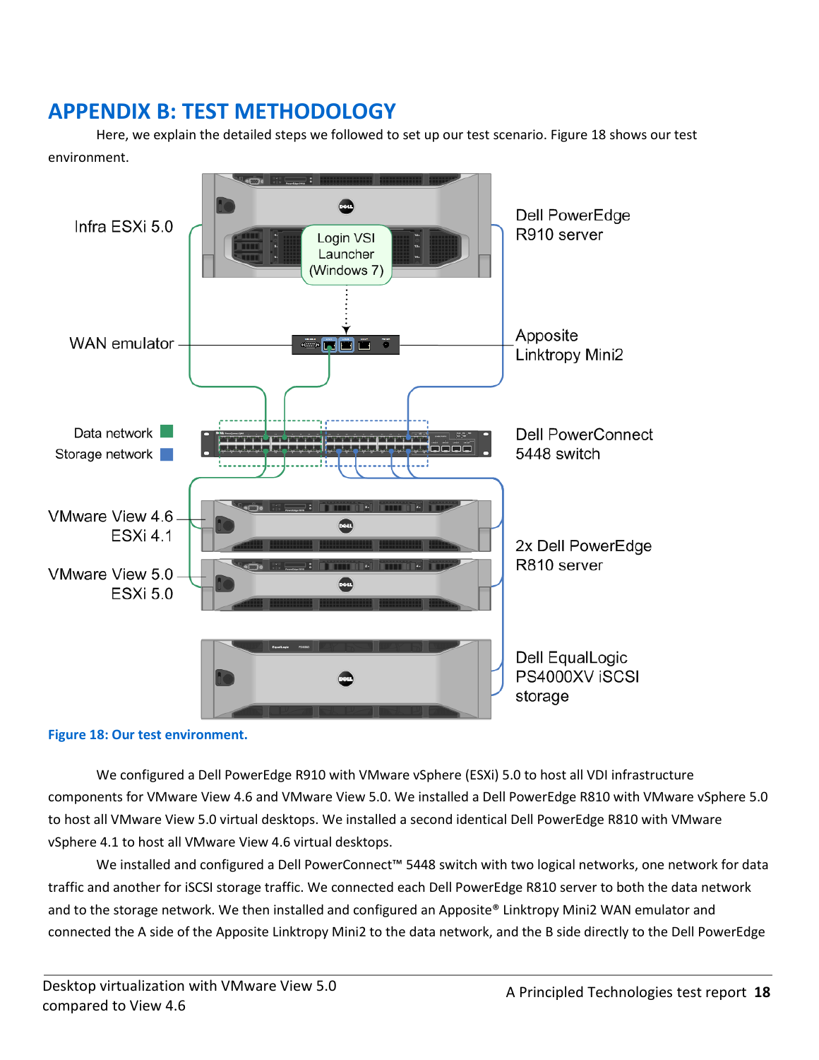# APPENDIX B: TEST METHODOLOGY

Here, we explain the detailed steps we followed to set up our test scenario. Figure 18 shows our test environment.

**Figure 18: Our test environment.**

We configured a Dell PowerEdge R910 with VMware vSphere (ESXi) 5.0 to host all VDI infrastructure components for VMware View 4.6 and VMware View 5.0. We installed a Dell PowerEdge R810 with VMware vSphere 5.0 to host all VMware View 5.0 virtual desktops. We installed a second identical Dell PowerEdge R810 with VMware vSphere 4.1 to host all VMware View 4.6 virtual desktops.

We installed and configured a Dell PowerConnect™ 5448 switch with two logical networks, one network for data traffic and another for iSCSI storage traffic. We connected each Dell PowerEdge R810 server to both the data network and to the storage network. We then installed and configured an Apposite® Linktropy Mini2 WAN emulator and connected the A side of the Apposite Linktropy Mini2 to the data network, and the B side directly to the Dell PowerEdge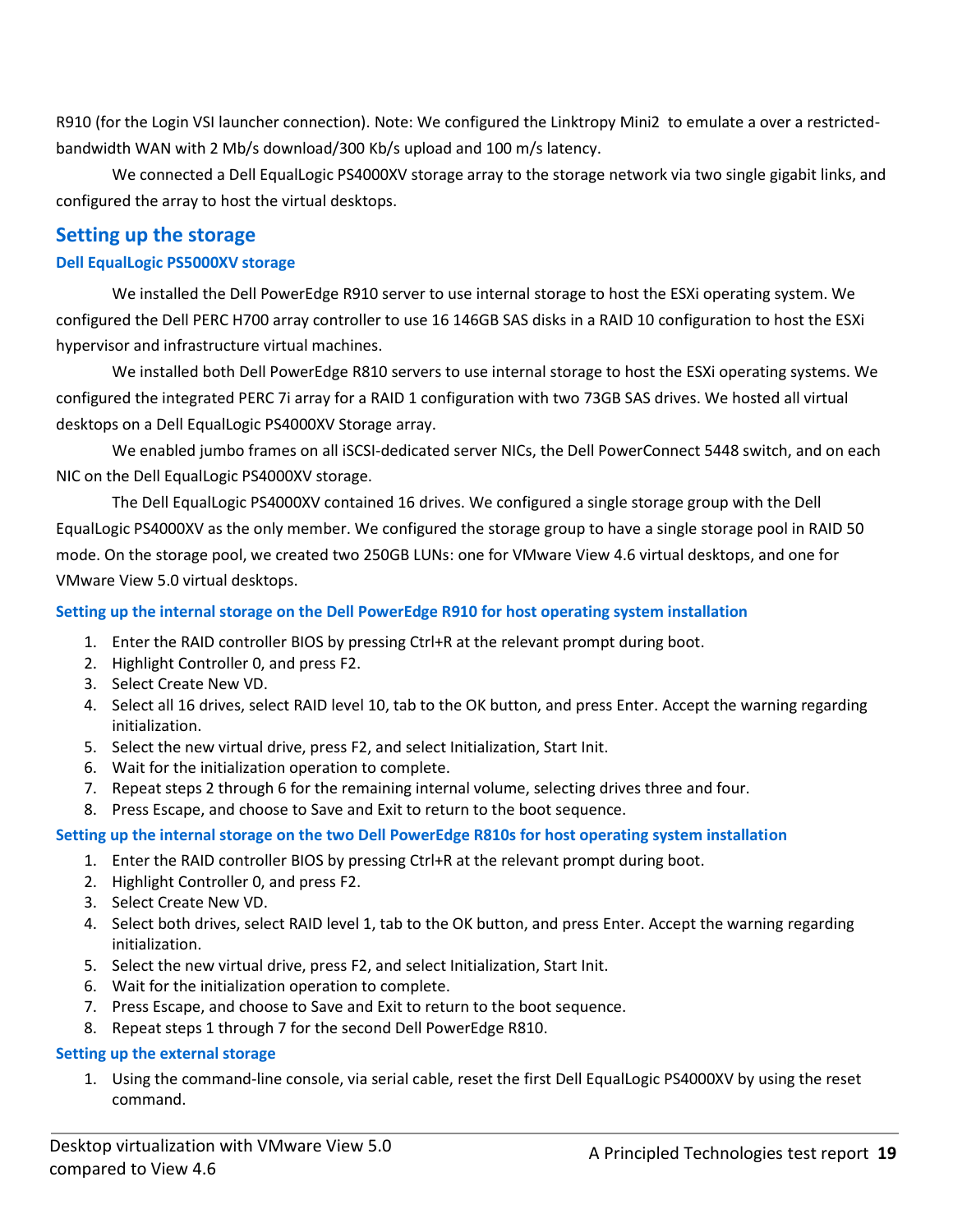R910 (for the Login VSI launcher connection). Note: We configured the Linktropy Mini2 to emulate a over a restricted-bandwidth WAN with 2 Mb/s download/300 Kb/s upload and 100 m/s latency.

We connected a Dell EqualLogic PS4000XV storage array to the storage network via two single gigabit links, and configured the array to host the virtual desktops.

## Setting up the storage

### Dell EqualLogic PS5000XV storage

We installed the Dell PowerEdge R910 server to use internal storage to host the ESXi operating system. We configured the Dell PERC H700 array controller to use 16 146GB SAS disks in a RAID 10 configuration to host the ESXi hypervisor and infrastructure virtual machines.

We installed both Dell PowerEdge R810 servers to use internal storage to host the ESXi operating systems. We configured the integrated PERC 7i array for a RAID 1 configuration with two 73GB SAS drives. We hosted all virtual desktops on a Dell EqualLogic PS4000XV Storage array.

We enabled jumbo frames on all iSCSI-dedicated server NICs, the Dell PowerConnect 5448 switch, and on each NIC on the Dell EqualLogic PS4000XV storage.

The Dell EqualLogic PS4000XV contained 16 drives. We configured a single storage group with the Dell EqualLogic PS4000XV as the only member. We configured the storage group to have a single storage pool in RAID 50 mode. On the storage pool, we created two 250GB LUNs: one for VMware View 4.6 virtual desktops, and one for VMware View 5.0 virtual desktops.

### Setting up the internal storage on the Dell PowerEdge R910 for host operating system installation

1. Enter the RAID controller BIOS by pressing Ctrl+R at the relevant prompt during boot.
2. Highlight Controller 0, and press F2.
3. Select Create New VD.
4. Select all 16 drives, select RAID level 10, tab to the OK button, and press Enter. Accept the warning regarding initialization.
5. Select the new virtual drive, press F2, and select Initialization, Start Init.
6. Wait for the initialization operation to complete.
7. Repeat steps 2 through 6 for the remaining internal volume, selecting drives three and four.
8. Press Escape, and choose to Save and Exit to return to the boot sequence.

### Setting up the internal storage on the two Dell PowerEdge R810s for host operating system installation

1. Enter the RAID controller BIOS by pressing Ctrl+R at the relevant prompt during boot.
2. Highlight Controller 0, and press F2.
3. Select Create New VD.
4. Select both drives, select RAID level 1, tab to the OK button, and press Enter. Accept the warning regarding initialization.
5. Select the new virtual drive, press F2, and select Initialization, Start Init.
6. Wait for the initialization operation to complete.
7. Press Escape, and choose to Save and Exit to return to the boot sequence.
8. Repeat steps 1 through 7 for the second Dell PowerEdge R810.

### Setting up the external storage

1. Using the command-line console, via serial cable, reset the first Dell EqualLogic PS4000XV by using the reset command.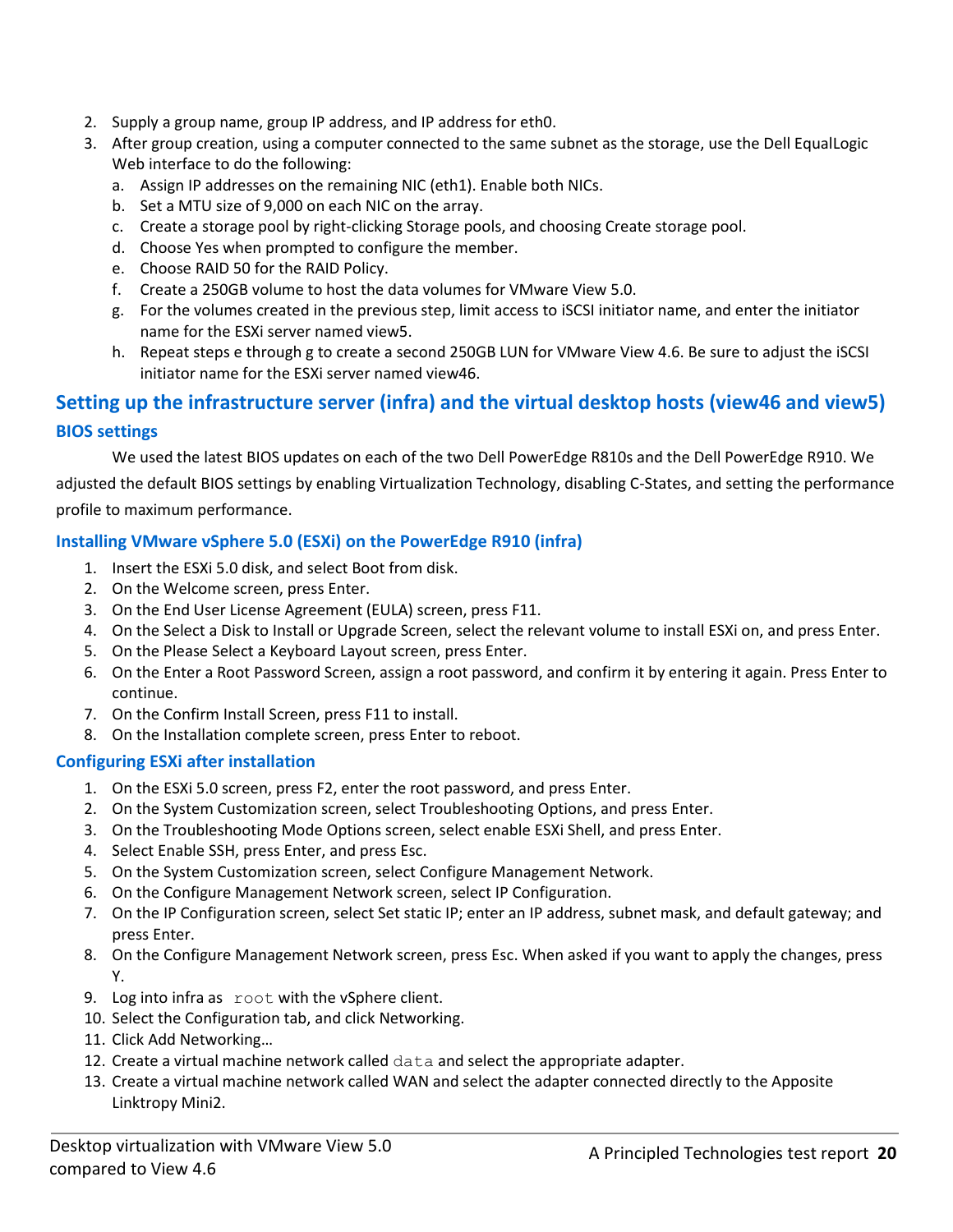2. Supply a group name, group IP address, and IP address for eth0.
3. After group creation, using a computer connected to the same subnet as the storage, use the Dell EqualLogic Web interface to do the following:
   a. Assign IP addresses on the remaining NIC (eth1). Enable both NICs.
   b. Set a MTU size of 9,000 on each NIC on the array.
   c. Create a storage pool by right-clicking Storage pools, and choosing Create storage pool.
   d. Choose Yes when prompted to configure the member.
   e. Choose RAID 50 for the RAID Policy.
   f. Create a 250GB volume to host the data volumes for VMware View 5.0.
   g. For the volumes created in the previous step, limit access to iSCSI initiator name, and enter the initiator name for the ESXi server named view5.
   h. Repeat steps e through g to create a second 250GB LUN for VMware View 4.6. Be sure to adjust the iSCSI initiator name for the ESXi server named view46.

## Setting up the infrastructure server (infra) and the virtual desktop hosts (view46 and view5)

### BIOS settings

We used the latest BIOS updates on each of the two Dell PowerEdge R810s and the Dell PowerEdge R910. We adjusted the default BIOS settings by enabling Virtualization Technology, disabling C-States, and setting the performance profile to maximum performance.

### Installing VMware vSphere 5.0 (ESXi) on the PowerEdge R910 (infra)

1. Insert the ESXi 5.0 disk, and select Boot from disk.
2. On the Welcome screen, press Enter.
3. On the End User License Agreement (EULA) screen, press F11.
4. On the Select a Disk to Install or Upgrade Screen, select the relevant volume to install ESXi on, and press Enter.
5. On the Please Select a Keyboard Layout screen, press Enter.
6. On the Enter a Root Password Screen, assign a root password, and confirm it by entering it again. Press Enter to continue.
7. On the Confirm Install Screen, press F11 to install.
8. On the Installation complete screen, press Enter to reboot.

### Configuring ESXi after installation

1. On the ESXi 5.0 screen, press F2, enter the root password, and press Enter.
2. On the System Customization screen, select Troubleshooting Options, and press Enter.
3. On the Troubleshooting Mode Options screen, select enable ESXi Shell, and press Enter.
4. Select Enable SSH, press Enter, and press Esc.
5. On the System Customization screen, select Configure Management Network.
6. On the Configure Management Network screen, select IP Configuration.
7. On the IP Configuration screen, select Set static IP; enter an IP address, subnet mask, and default gateway; and press Enter.
8. On the Configure Management Network screen, press Esc. When asked if you want to apply the changes, press Y.
9. Log into infra as `root` with the vSphere client.
10. Select the Configuration tab, and click Networking.
11. Click Add Networking…
12. Create a virtual machine network called `data` and select the appropriate adapter.
13. Create a virtual machine network called WAN and select the adapter connected directly to the Apposite Linktropy Mini2.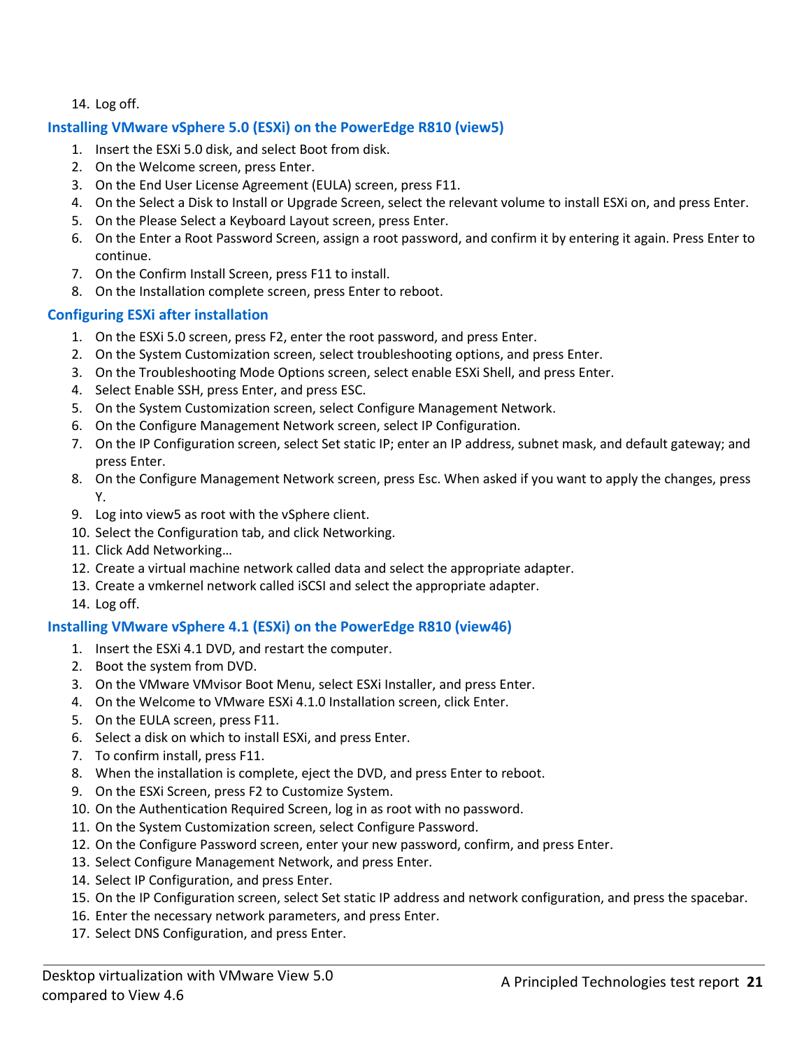14. Log off.

### Installing VMware vSphere 5.0 (ESXi) on the PowerEdge R810 (view5)

1. Insert the ESXi 5.0 disk, and select Boot from disk.
2. On the Welcome screen, press Enter.
3. On the End User License Agreement (EULA) screen, press F11.
4. On the Select a Disk to Install or Upgrade Screen, select the relevant volume to install ESXi on, and press Enter.
5. On the Please Select a Keyboard Layout screen, press Enter.
6. On the Enter a Root Password Screen, assign a root password, and confirm it by entering it again. Press Enter to continue.
7. On the Confirm Install Screen, press F11 to install.
8. On the Installation complete screen, press Enter to reboot.

### Configuring ESXi after installation

1. On the ESXi 5.0 screen, press F2, enter the root password, and press Enter.
2. On the System Customization screen, select troubleshooting options, and press Enter.
3. On the Troubleshooting Mode Options screen, select enable ESXi Shell, and press Enter.
4. Select Enable SSH, press Enter, and press ESC.
5. On the System Customization screen, select Configure Management Network.
6. On the Configure Management Network screen, select IP Configuration.
7. On the IP Configuration screen, select Set static IP; enter an IP address, subnet mask, and default gateway; and press Enter.
8. On the Configure Management Network screen, press Esc. When asked if you want to apply the changes, press Y.
9. Log into view5 as root with the vSphere client.
10. Select the Configuration tab, and click Networking.
11. Click Add Networking…
12. Create a virtual machine network called data and select the appropriate adapter.
13. Create a vmkernel network called iSCSI and select the appropriate adapter.
14. Log off.

### Installing VMware vSphere 4.1 (ESXi) on the PowerEdge R810 (view46)

1. Insert the ESXi 4.1 DVD, and restart the computer.
2. Boot the system from DVD.
3. On the VMware VMvisor Boot Menu, select ESXi Installer, and press Enter.
4. On the Welcome to VMware ESXi 4.1.0 Installation screen, click Enter.
5. On the EULA screen, press F11.
6. Select a disk on which to install ESXi, and press Enter.
7. To confirm install, press F11.
8. When the installation is complete, eject the DVD, and press Enter to reboot.
9. On the ESXi Screen, press F2 to Customize System.
10. On the Authentication Required Screen, log in as root with no password.
11. On the System Customization screen, select Configure Password.
12. On the Configure Password screen, enter your new password, confirm, and press Enter.
13. Select Configure Management Network, and press Enter.
14. Select IP Configuration, and press Enter.
15. On the IP Configuration screen, select Set static IP address and network configuration, and press the spacebar.
16. Enter the necessary network parameters, and press Enter.
17. Select DNS Configuration, and press Enter.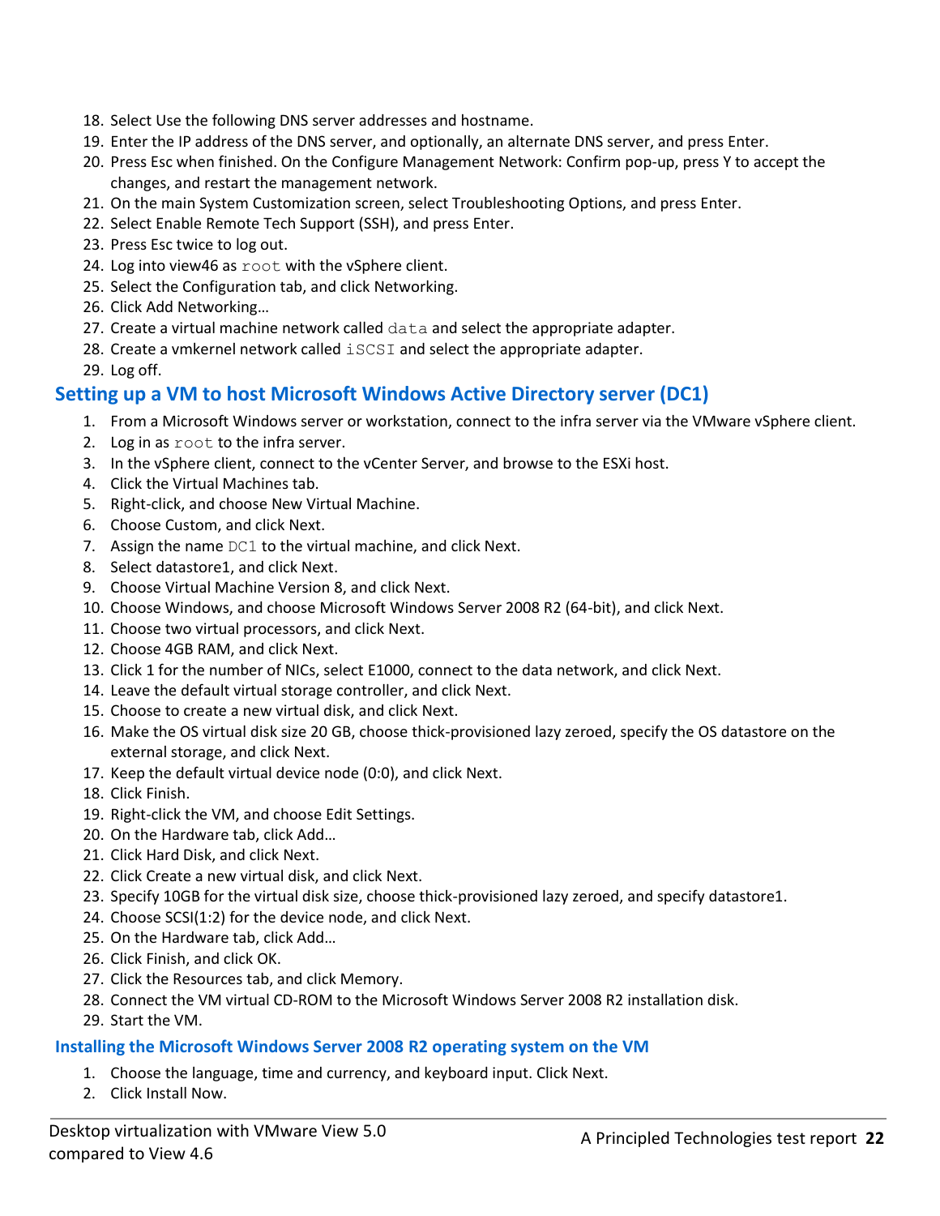18. Select Use the following DNS server addresses and hostname.
19. Enter the IP address of the DNS server, and optionally, an alternate DNS server, and press Enter.
20. Press Esc when finished. On the Configure Management Network: Confirm pop-up, press Y to accept the changes, and restart the management network.
21. On the main System Customization screen, select Troubleshooting Options, and press Enter.
22. Select Enable Remote Tech Support (SSH), and press Enter.
23. Press Esc twice to log out.
24. Log into view46 as `root` with the vSphere client.
25. Select the Configuration tab, and click Networking.
26. Click Add Networking…
27. Create a virtual machine network called `data` and select the appropriate adapter.
28. Create a vmkernel network called `iSCSI` and select the appropriate adapter.
29. Log off.

## Setting up a VM to host Microsoft Windows Active Directory server (DC1)

1. From a Microsoft Windows server or workstation, connect to the infra server via the VMware vSphere client.
2. Log in as `root` to the infra server.
3. In the vSphere client, connect to the vCenter Server, and browse to the ESXi host.
4. Click the Virtual Machines tab.
5. Right-click, and choose New Virtual Machine.
6. Choose Custom, and click Next.
7. Assign the name `DC1` to the virtual machine, and click Next.
8. Select datastore1, and click Next.
9. Choose Virtual Machine Version 8, and click Next.
10. Choose Windows, and choose Microsoft Windows Server 2008 R2 (64-bit), and click Next.
11. Choose two virtual processors, and click Next.
12. Choose 4GB RAM, and click Next.
13. Click 1 for the number of NICs, select E1000, connect to the data network, and click Next.
14. Leave the default virtual storage controller, and click Next.
15. Choose to create a new virtual disk, and click Next.
16. Make the OS virtual disk size 20 GB, choose thick-provisioned lazy zeroed, specify the OS datastore on the external storage, and click Next.
17. Keep the default virtual device node (0:0), and click Next.
18. Click Finish.
19. Right-click the VM, and choose Edit Settings.
20. On the Hardware tab, click Add…
21. Click Hard Disk, and click Next.
22. Click Create a new virtual disk, and click Next.
23. Specify 10GB for the virtual disk size, choose thick-provisioned lazy zeroed, and specify datastore1.
24. Choose SCSI(1:2) for the device node, and click Next.
25. On the Hardware tab, click Add…
26. Click Finish, and click OK.
27. Click the Resources tab, and click Memory.
28. Connect the VM virtual CD-ROM to the Microsoft Windows Server 2008 R2 installation disk.
29. Start the VM.

### Installing the Microsoft Windows Server 2008 R2 operating system on the VM

1. Choose the language, time and currency, and keyboard input. Click Next.
2. Click Install Now.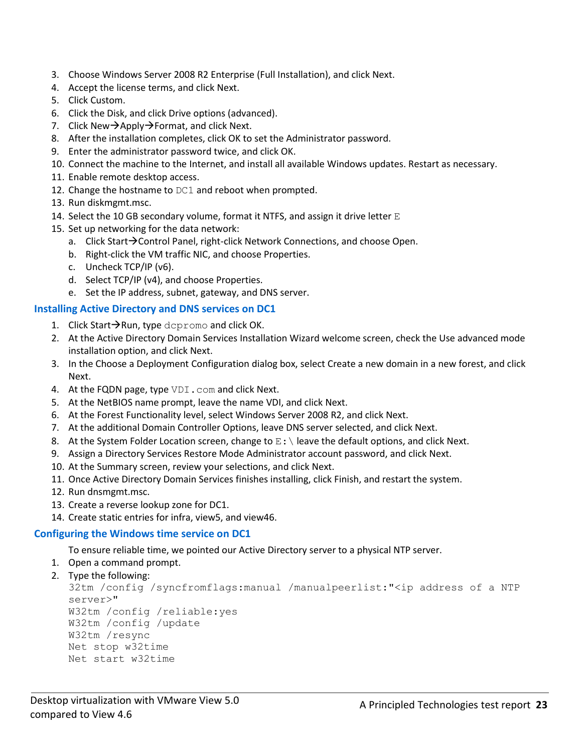3. Choose Windows Server 2008 R2 Enterprise (Full Installation), and click Next.
4. Accept the license terms, and click Next.
5. Click Custom.
6. Click the Disk, and click Drive options (advanced).
7. Click New→Apply→Format, and click Next.
8. After the installation completes, click OK to set the Administrator password.
9. Enter the administrator password twice, and click OK.
10. Connect the machine to the Internet, and install all available Windows updates. Restart as necessary.
11. Enable remote desktop access.
12. Change the hostname to `DC1` and reboot when prompted.
13. Run diskmgmt.msc.
14. Select the 10 GB secondary volume, format it NTFS, and assign it drive letter `E`
15. Set up networking for the data network:
    a. Click Start→Control Panel, right-click Network Connections, and choose Open.
    b. Right-click the VM traffic NIC, and choose Properties.
    c. Uncheck TCP/IP (v6).
    d. Select TCP/IP (v4), and choose Properties.
    e. Set the IP address, subnet, gateway, and DNS server.

### Installing Active Directory and DNS services on DC1

1. Click Start→Run, type `dcpromo` and click OK.
2. At the Active Directory Domain Services Installation Wizard welcome screen, check the Use advanced mode installation option, and click Next.
3. In the Choose a Deployment Configuration dialog box, select Create a new domain in a new forest, and click Next.
4. At the FQDN page, type `VDI.com` and click Next.
5. At the NetBIOS name prompt, leave the name VDI, and click Next.
6. At the Forest Functionality level, select Windows Server 2008 R2, and click Next.
7. At the additional Domain Controller Options, leave DNS server selected, and click Next.
8. At the System Folder Location screen, change to `E:\` leave the default options, and click Next.
9. Assign a Directory Services Restore Mode Administrator account password, and click Next.
10. At the Summary screen, review your selections, and click Next.
11. Once Active Directory Domain Services finishes installing, click Finish, and restart the system.
12. Run dnsmgmt.msc.
13. Create a reverse lookup zone for DC1.
14. Create static entries for infra, view5, and view46.

### Configuring the Windows time service on DC1

To ensure reliable time, we pointed our Active Directory server to a physical NTP server.

1. Open a command prompt.
2. Type the following:

```
32tm /config /syncfromflags:manual /manualpeerlist:"<ip address of a NTP
server>"
W32tm /config /reliable:yes
W32tm /config /update
W32tm /resync
Net stop w32time
Net start w32time
```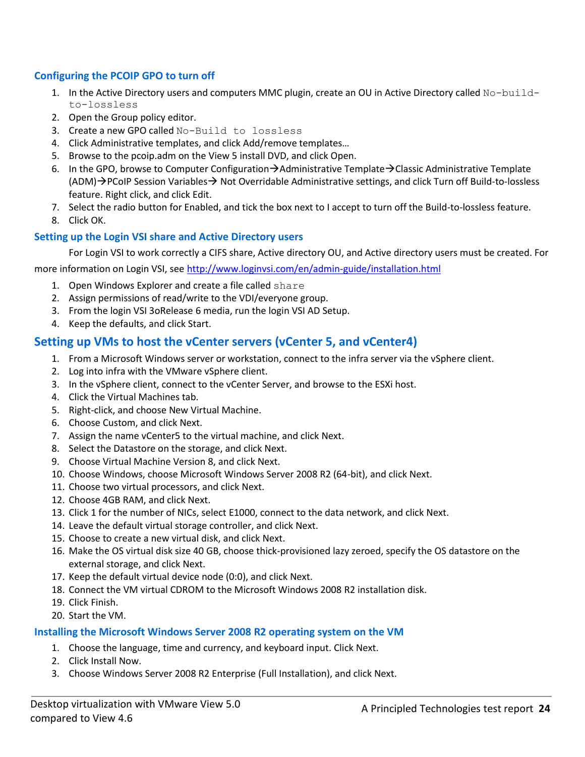### Configuring the PCOIP GPO to turn off

1. In the Active Directory users and computers MMC plugin, create an OU in Active Directory called `No-build-to-lossless`
2. Open the Group policy editor.
3. Create a new GPO called `No-Build to lossless`
4. Click Administrative templates, and click Add/remove templates…
5. Browse to the pcoip.adm on the View 5 install DVD, and click Open.
6. In the GPO, browse to Computer Configuration→Administrative Template→Classic Administrative Template (ADM)→PCoIP Session Variables→ Not Overridable Administrative settings, and click Turn off Build-to-lossless feature. Right click, and click Edit.
7. Select the radio button for Enabled, and tick the box next to I accept to turn off the Build-to-lossless feature.
8. Click OK.

### Setting up the Login VSI share and Active Directory users

For Login VSI to work correctly a CIFS share, Active directory OU, and Active directory users must be created. For more information on Login VSI, see http://www.loginvsi.com/en/admin-guide/installation.html

1. Open Windows Explorer and create a file called `share`
2. Assign permissions of read/write to the VDI/everyone group.
3. From the login VSI 3oRelease 6 media, run the login VSI AD Setup.
4. Keep the defaults, and click Start.

## Setting up VMs to host the vCenter servers (vCenter 5, and vCenter4)

1. From a Microsoft Windows server or workstation, connect to the infra server via the vSphere client.
2. Log into infra with the VMware vSphere client.
3. In the vSphere client, connect to the vCenter Server, and browse to the ESXi host.
4. Click the Virtual Machines tab.
5. Right-click, and choose New Virtual Machine.
6. Choose Custom, and click Next.
7. Assign the name vCenter5 to the virtual machine, and click Next.
8. Select the Datastore on the storage, and click Next.
9. Choose Virtual Machine Version 8, and click Next.
10. Choose Windows, choose Microsoft Windows Server 2008 R2 (64-bit), and click Next.
11. Choose two virtual processors, and click Next.
12. Choose 4GB RAM, and click Next.
13. Click 1 for the number of NICs, select E1000, connect to the data network, and click Next.
14. Leave the default virtual storage controller, and click Next.
15. Choose to create a new virtual disk, and click Next.
16. Make the OS virtual disk size 40 GB, choose thick-provisioned lazy zeroed, specify the OS datastore on the external storage, and click Next.
17. Keep the default virtual device node (0:0), and click Next.
18. Connect the VM virtual CDROM to the Microsoft Windows 2008 R2 installation disk.
19. Click Finish.
20. Start the VM.

### Installing the Microsoft Windows Server 2008 R2 operating system on the VM

1. Choose the language, time and currency, and keyboard input. Click Next.
2. Click Install Now.
3. Choose Windows Server 2008 R2 Enterprise (Full Installation), and click Next.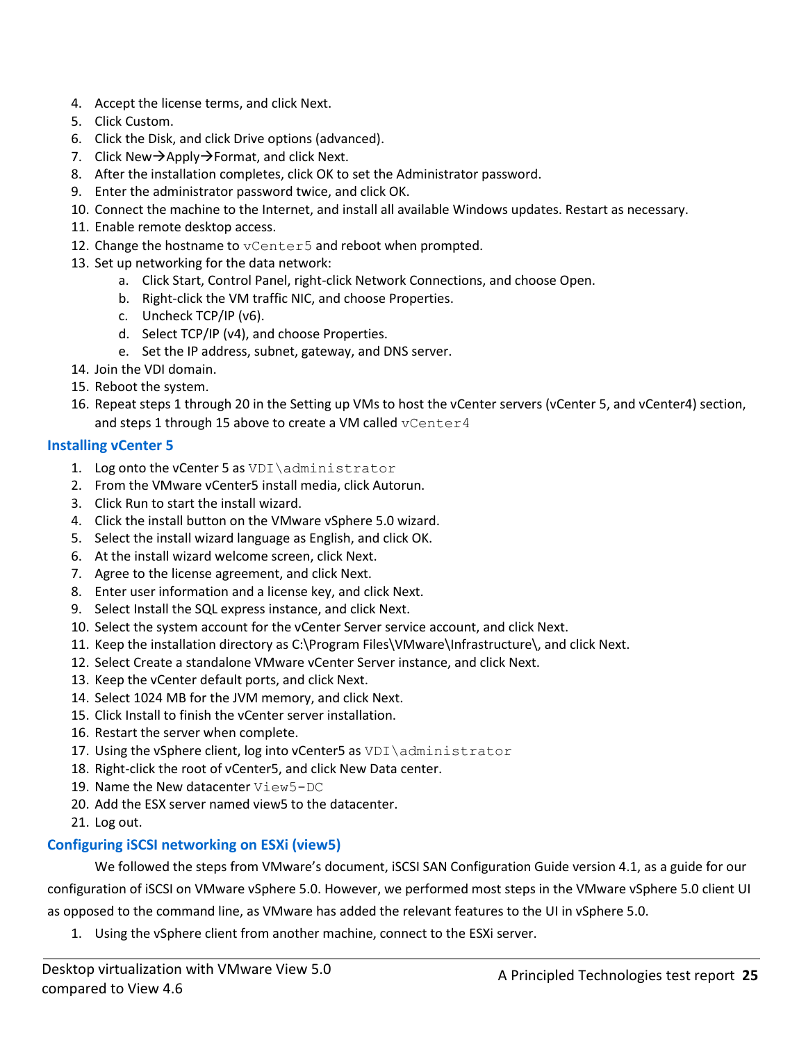4. Accept the license terms, and click Next.
5. Click Custom.
6. Click the Disk, and click Drive options (advanced).
7. Click New→Apply→Format, and click Next.
8. After the installation completes, click OK to set the Administrator password.
9. Enter the administrator password twice, and click OK.
10. Connect the machine to the Internet, and install all available Windows updates. Restart as necessary.
11. Enable remote desktop access.
12. Change the hostname to `vCenter5` and reboot when prompted.
13. Set up networking for the data network:
    a. Click Start, Control Panel, right-click Network Connections, and choose Open.
    b. Right-click the VM traffic NIC, and choose Properties.
    c. Uncheck TCP/IP (v6).
    d. Select TCP/IP (v4), and choose Properties.
    e. Set the IP address, subnet, gateway, and DNS server.
14. Join the VDI domain.
15. Reboot the system.
16. Repeat steps 1 through 20 in the Setting up VMs to host the vCenter servers (vCenter 5, and vCenter4) section, and steps 1 through 15 above to create a VM called `vCenter4`

### Installing vCenter 5

1. Log onto the vCenter 5 as `VDI\administrator`
2. From the VMware vCenter5 install media, click Autorun.
3. Click Run to start the install wizard.
4. Click the install button on the VMware vSphere 5.0 wizard.
5. Select the install wizard language as English, and click OK.
6. At the install wizard welcome screen, click Next.
7. Agree to the license agreement, and click Next.
8. Enter user information and a license key, and click Next.
9. Select Install the SQL express instance, and click Next.
10. Select the system account for the vCenter Server service account, and click Next.
11. Keep the installation directory as C:\Program Files\VMware\Infrastructure\, and click Next.
12. Select Create a standalone VMware vCenter Server instance, and click Next.
13. Keep the vCenter default ports, and click Next.
14. Select 1024 MB for the JVM memory, and click Next.
15. Click Install to finish the vCenter server installation.
16. Restart the server when complete.
17. Using the vSphere client, log into vCenter5 as `VDI\administrator`
18. Right-click the root of vCenter5, and click New Data center.
19. Name the New datacenter `View5-DC`
20. Add the ESX server named view5 to the datacenter.
21. Log out.

### Configuring iSCSI networking on ESXi (view5)

We followed the steps from VMware's document, iSCSI SAN Configuration Guide version 4.1, as a guide for our configuration of iSCSI on VMware vSphere 5.0. However, we performed most steps in the VMware vSphere 5.0 client UI as opposed to the command line, as VMware has added the relevant features to the UI in vSphere 5.0.

1. Using the vSphere client from another machine, connect to the ESXi server.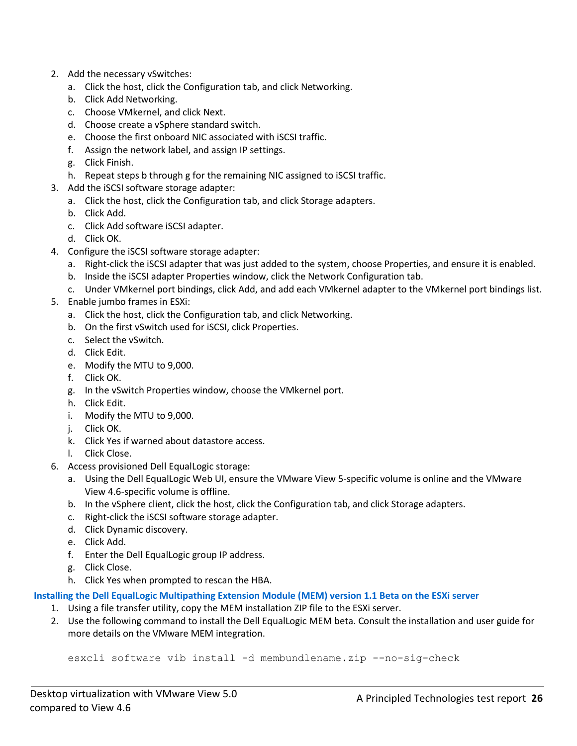2. Add the necessary vSwitches:
    a. Click the host, click the Configuration tab, and click Networking.
    b. Click Add Networking.
    c. Choose VMkernel, and click Next.
    d. Choose create a vSphere standard switch.
    e. Choose the first onboard NIC associated with iSCSI traffic.
    f. Assign the network label, and assign IP settings.
    g. Click Finish.
    h. Repeat steps b through g for the remaining NIC assigned to iSCSI traffic.
3. Add the iSCSI software storage adapter:
    a. Click the host, click the Configuration tab, and click Storage adapters.
    b. Click Add.
    c. Click Add software iSCSI adapter.
    d. Click OK.
4. Configure the iSCSI software storage adapter:
    a. Right-click the iSCSI adapter that was just added to the system, choose Properties, and ensure it is enabled.
    b. Inside the iSCSI adapter Properties window, click the Network Configuration tab.
    c. Under VMkernel port bindings, click Add, and add each VMkernel adapter to the VMkernel port bindings list.
5. Enable jumbo frames in ESXi:
    a. Click the host, click the Configuration tab, and click Networking.
    b. On the first vSwitch used for iSCSI, click Properties.
    c. Select the vSwitch.
    d. Click Edit.
    e. Modify the MTU to 9,000.
    f. Click OK.
    g. In the vSwitch Properties window, choose the VMkernel port.
    h. Click Edit.
    i. Modify the MTU to 9,000.
    j. Click OK.
    k. Click Yes if warned about datastore access.
    l. Click Close.
6. Access provisioned Dell EqualLogic storage:
    a. Using the Dell EqualLogic Web UI, ensure the VMware View 5-specific volume is online and the VMware View 4.6-specific volume is offline.
    b. In the vSphere client, click the host, click the Configuration tab, and click Storage adapters.
    c. Right-click the iSCSI software storage adapter.
    d. Click Dynamic discovery.
    e. Click Add.
    f. Enter the Dell EqualLogic group IP address.
    g. Click Close.
    h. Click Yes when prompted to rescan the HBA.

### Installing the Dell EqualLogic Multipathing Extension Module (MEM) version 1.1 Beta on the ESXi server

1. Using a file transfer utility, copy the MEM installation ZIP file to the ESXi server.
2. Use the following command to install the Dell EqualLogic MEM beta. Consult the installation and user guide for more details on the VMware MEM integration.

```
esxcli software vib install -d membundlename.zip --no-sig-check
```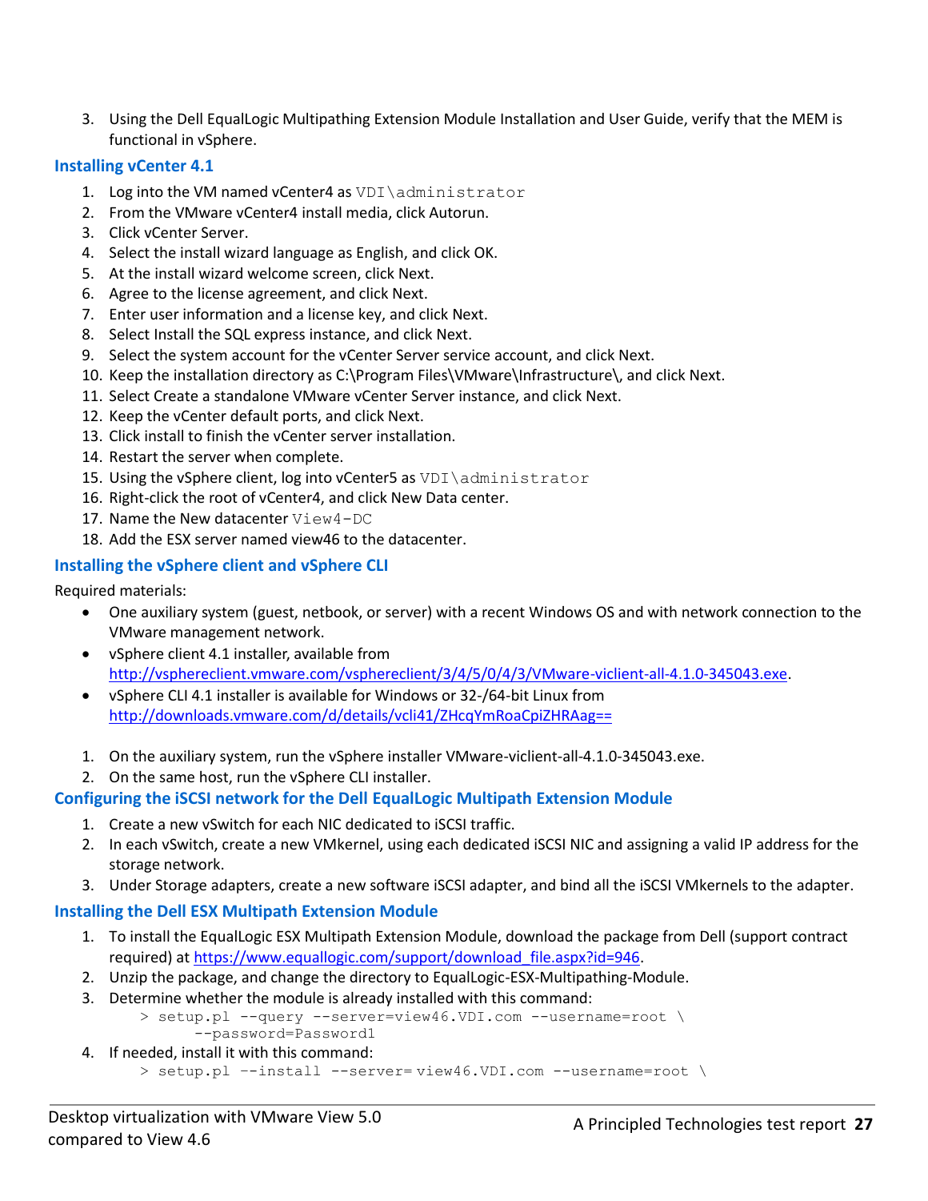3. Using the Dell EqualLogic Multipathing Extension Module Installation and User Guide, verify that the MEM is functional in vSphere.

### Installing vCenter 4.1

1. Log into the VM named vCenter4 as `VDI\administrator`
2. From the VMware vCenter4 install media, click Autorun.
3. Click vCenter Server.
4. Select the install wizard language as English, and click OK.
5. At the install wizard welcome screen, click Next.
6. Agree to the license agreement, and click Next.
7. Enter user information and a license key, and click Next.
8. Select Install the SQL express instance, and click Next.
9. Select the system account for the vCenter Server service account, and click Next.
10. Keep the installation directory as C:\Program Files\VMware\Infrastructure\, and click Next.
11. Select Create a standalone VMware vCenter Server instance, and click Next.
12. Keep the vCenter default ports, and click Next.
13. Click install to finish the vCenter server installation.
14. Restart the server when complete.
15. Using the vSphere client, log into vCenter5 as `VDI\administrator`
16. Right-click the root of vCenter4, and click New Data center.
17. Name the New datacenter `View4-DC`
18. Add the ESX server named view46 to the datacenter.

### Installing the vSphere client and vSphere CLI

Required materials:

- One auxiliary system (guest, netbook, or server) with a recent Windows OS and with network connection to the VMware management network.
- vSphere client 4.1 installer, available from http://vsphereclient.vmware.com/vsphereclient/3/4/5/0/4/3/VMware-viclient-all-4.1.0-345043.exe.
- vSphere CLI 4.1 installer is available for Windows or 32-/64-bit Linux from http://downloads.vmware.com/d/details/vcli41/ZHcqYmRoaCpiZHRAag==

1. On the auxiliary system, run the vSphere installer VMware-viclient-all-4.1.0-345043.exe.
2. On the same host, run the vSphere CLI installer.

### Configuring the iSCSI network for the Dell EqualLogic Multipath Extension Module

1. Create a new vSwitch for each NIC dedicated to iSCSI traffic.
2. In each vSwitch, create a new VMkernel, using each dedicated iSCSI NIC and assigning a valid IP address for the storage network.
3. Under Storage adapters, create a new software iSCSI adapter, and bind all the iSCSI VMkernels to the adapter.

### Installing the Dell ESX Multipath Extension Module

1. To install the EqualLogic ESX Multipath Extension Module, download the package from Dell (support contract required) at https://www.equallogic.com/support/download_file.aspx?id=946.
2. Unzip the package, and change the directory to EqualLogic-ESX-Multipathing-Module.
3. Determine whether the module is already installed with this command:

```
> setup.pl --query --server=view46.VDI.com --username=root \
      --password=Password1
```

4. If needed, install it with this command:

```
> setup.pl --install --server= view46.VDI.com --username=root \
```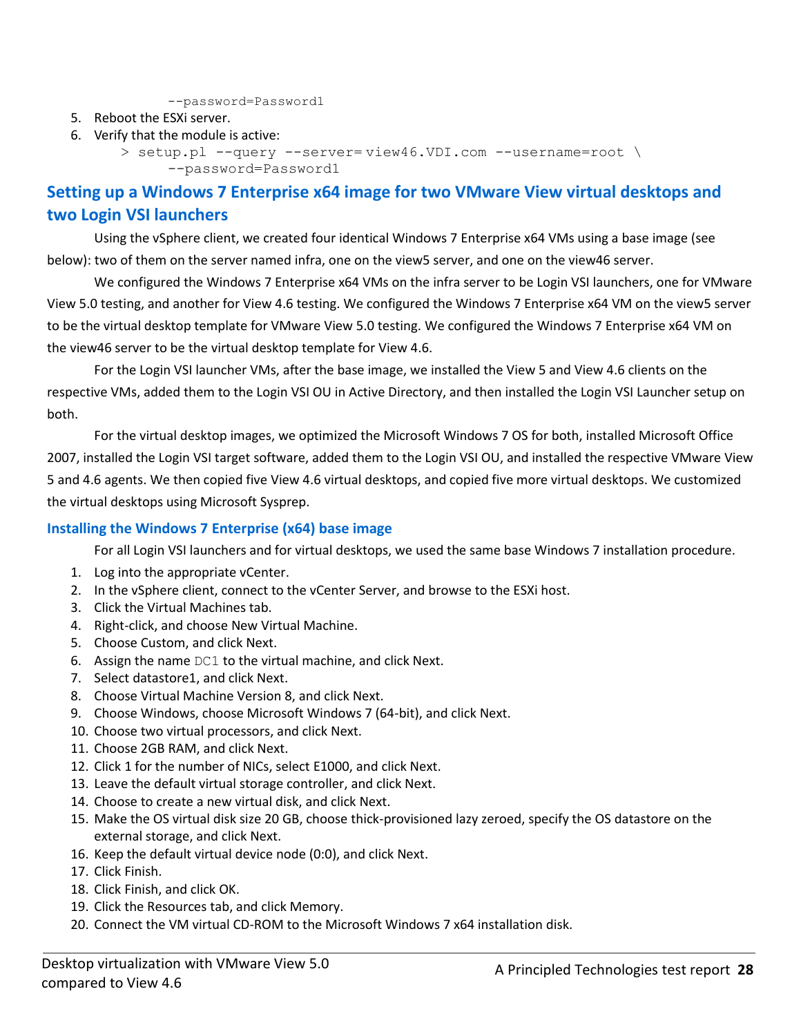```
        --password=Password1
```

5. Reboot the ESXi server.
6. Verify that the module is active:

```
> setup.pl --query --server= view46.VDI.com --username=root \
        --password=Password1
```

## Setting up a Windows 7 Enterprise x64 image for two VMware View virtual desktops and two Login VSI launchers

Using the vSphere client, we created four identical Windows 7 Enterprise x64 VMs using a base image (see below): two of them on the server named infra, one on the view5 server, and one on the view46 server.

We configured the Windows 7 Enterprise x64 VMs on the infra server to be Login VSI launchers, one for VMware View 5.0 testing, and another for View 4.6 testing. We configured the Windows 7 Enterprise x64 VM on the view5 server to be the virtual desktop template for VMware View 5.0 testing. We configured the Windows 7 Enterprise x64 VM on the view46 server to be the virtual desktop template for View 4.6.

For the Login VSI launcher VMs, after the base image, we installed the View 5 and View 4.6 clients on the respective VMs, added them to the Login VSI OU in Active Directory, and then installed the Login VSI Launcher setup on both.

For the virtual desktop images, we optimized the Microsoft Windows 7 OS for both, installed Microsoft Office 2007, installed the Login VSI target software, added them to the Login VSI OU, and installed the respective VMware View 5 and 4.6 agents. We then copied five View 4.6 virtual desktops, and copied five more virtual desktops. We customized the virtual desktops using Microsoft Sysprep.

### Installing the Windows 7 Enterprise (x64) base image

For all Login VSI launchers and for virtual desktops, we used the same base Windows 7 installation procedure.

1. Log into the appropriate vCenter.
2. In the vSphere client, connect to the vCenter Server, and browse to the ESXi host.
3. Click the Virtual Machines tab.
4. Right-click, and choose New Virtual Machine.
5. Choose Custom, and click Next.
6. Assign the name `DC1` to the virtual machine, and click Next.
7. Select datastore1, and click Next.
8. Choose Virtual Machine Version 8, and click Next.
9. Choose Windows, choose Microsoft Windows 7 (64-bit), and click Next.
10. Choose two virtual processors, and click Next.
11. Choose 2GB RAM, and click Next.
12. Click 1 for the number of NICs, select E1000, and click Next.
13. Leave the default virtual storage controller, and click Next.
14. Choose to create a new virtual disk, and click Next.
15. Make the OS virtual disk size 20 GB, choose thick-provisioned lazy zeroed, specify the OS datastore on the external storage, and click Next.
16. Keep the default virtual device node (0:0), and click Next.
17. Click Finish.
18. Click Finish, and click OK.
19. Click the Resources tab, and click Memory.
20. Connect the VM virtual CD-ROM to the Microsoft Windows 7 x64 installation disk.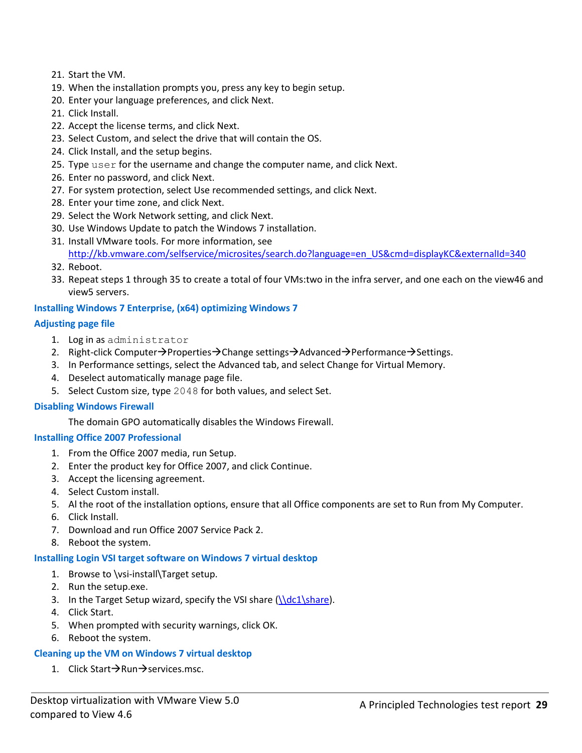21. Start the VM.
19. When the installation prompts you, press any key to begin setup.
20. Enter your language preferences, and click Next.
21. Click Install.
22. Accept the license terms, and click Next.
23. Select Custom, and select the drive that will contain the OS.
24. Click Install, and the setup begins.
25. Type `user` for the username and change the computer name, and click Next.
26. Enter no password, and click Next.
27. For system protection, select Use recommended settings, and click Next.
28. Enter your time zone, and click Next.
29. Select the Work Network setting, and click Next.
30. Use Windows Update to patch the Windows 7 installation.
31. Install VMware tools. For more information, see http://kb.vmware.com/selfservice/microsites/search.do?language=en_US&cmd=displayKC&externalId=340
32. Reboot.
33. Repeat steps 1 through 35 to create a total of four VMs:two in the infra server, and one each on the view46 and view5 servers.

### Installing Windows 7 Enterprise, (x64) optimizing Windows 7

### Adjusting page file

1. Log in as `administrator`
2. Right-click Computer→Properties→Change settings→Advanced→Performance→Settings.
3. In Performance settings, select the Advanced tab, and select Change for Virtual Memory.
4. Deselect automatically manage page file.
5. Select Custom size, type `2048` for both values, and select Set.

### Disabling Windows Firewall

The domain GPO automatically disables the Windows Firewall.

### Installing Office 2007 Professional

1. From the Office 2007 media, run Setup.
2. Enter the product key for Office 2007, and click Continue.
3. Accept the licensing agreement.
4. Select Custom install.
5. Al the root of the installation options, ensure that all Office components are set to Run from My Computer.
6. Click Install.
7. Download and run Office 2007 Service Pack 2.
8. Reboot the system.

### Installing Login VSI target software on Windows 7 virtual desktop

1. Browse to \vsi-install\Target setup.
2. Run the setup.exe.
3. In the Target Setup wizard, specify the VSI share (\\dc1\share).
4. Click Start.
5. When prompted with security warnings, click OK.
6. Reboot the system.

### Cleaning up the VM on Windows 7 virtual desktop

1. Click Start→Run→services.msc.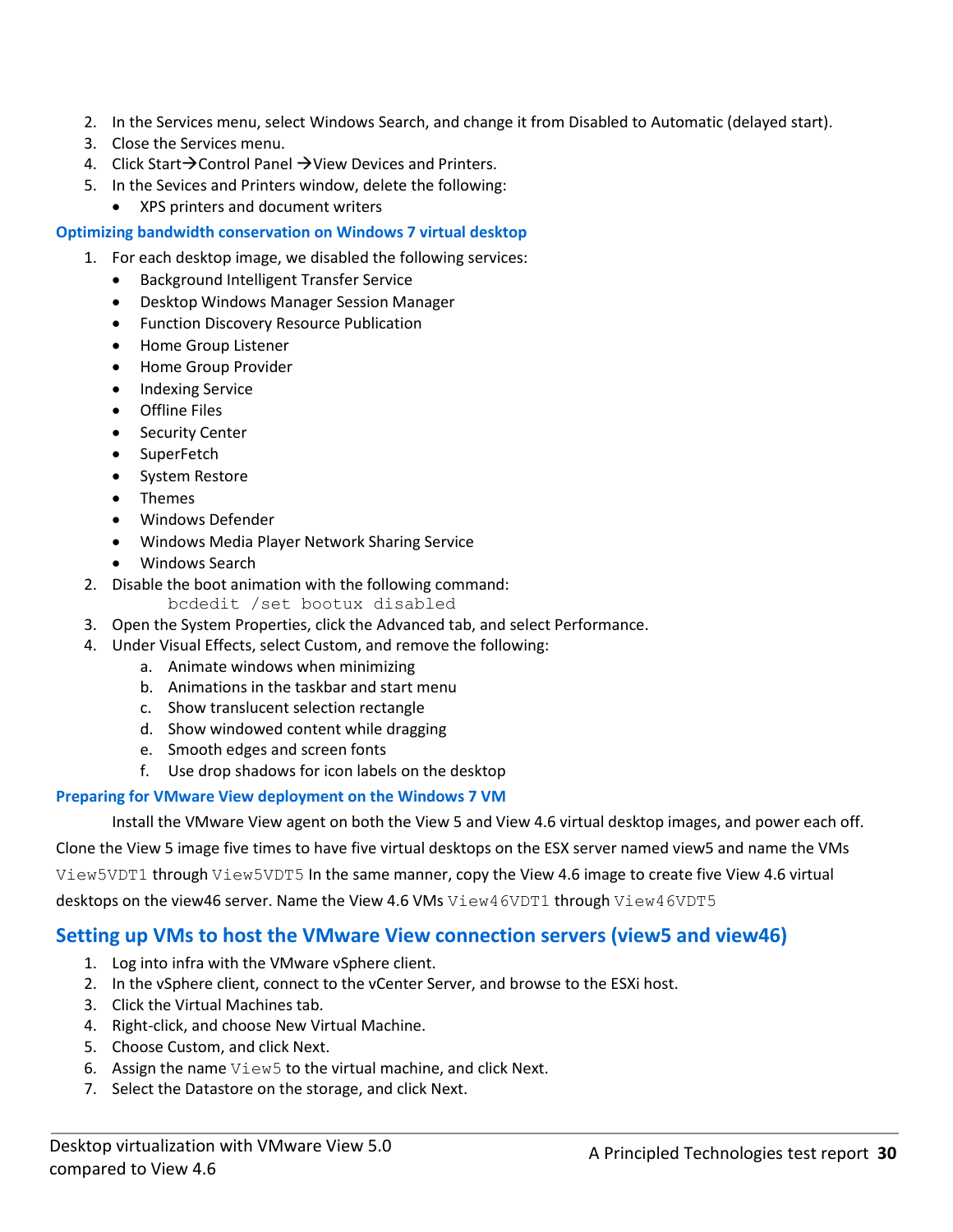2. In the Services menu, select Windows Search, and change it from Disabled to Automatic (delayed start).
3. Close the Services menu.
4. Click Start→Control Panel →View Devices and Printers.
5. In the Sevices and Printers window, delete the following:
   - XPS printers and document writers

### Optimizing bandwidth conservation on Windows 7 virtual desktop

1. For each desktop image, we disabled the following services:
   - Background Intelligent Transfer Service
   - Desktop Windows Manager Session Manager
   - Function Discovery Resource Publication
   - Home Group Listener
   - Home Group Provider
   - Indexing Service
   - Offline Files
   - Security Center
   - SuperFetch
   - System Restore
   - Themes
   - Windows Defender
   - Windows Media Player Network Sharing Service
   - Windows Search
2. Disable the boot animation with the following command:
   ```
   bcdedit /set bootux disabled
   ```
3. Open the System Properties, click the Advanced tab, and select Performance.
4. Under Visual Effects, select Custom, and remove the following:
   a. Animate windows when minimizing
   b. Animations in the taskbar and start menu
   c. Show translucent selection rectangle
   d. Show windowed content while dragging
   e. Smooth edges and screen fonts
   f. Use drop shadows for icon labels on the desktop

### Preparing for VMware View deployment on the Windows 7 VM

Install the VMware View agent on both the View 5 and View 4.6 virtual desktop images, and power each off. Clone the View 5 image five times to have five virtual desktops on the ESX server named view5 and name the VMs `View5VDT1` through `View5VDT5` In the same manner, copy the View 4.6 image to create five View 4.6 virtual desktops on the view46 server. Name the View 4.6 VMs `View46VDT1` through `View46VDT5`

## Setting up VMs to host the VMware View connection servers (view5 and view46)

1. Log into infra with the VMware vSphere client.
2. In the vSphere client, connect to the vCenter Server, and browse to the ESXi host.
3. Click the Virtual Machines tab.
4. Right-click, and choose New Virtual Machine.
5. Choose Custom, and click Next.
6. Assign the name `View5` to the virtual machine, and click Next.
7. Select the Datastore on the storage, and click Next.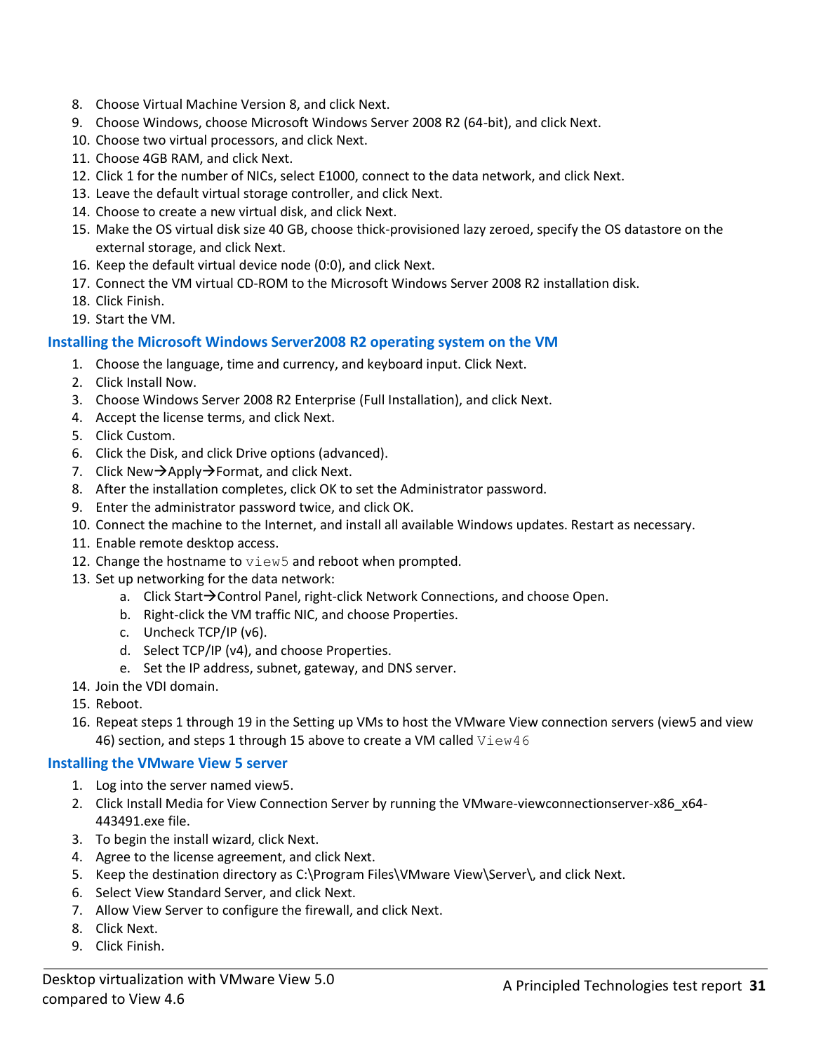8. Choose Virtual Machine Version 8, and click Next.
9. Choose Windows, choose Microsoft Windows Server 2008 R2 (64-bit), and click Next.
10. Choose two virtual processors, and click Next.
11. Choose 4GB RAM, and click Next.
12. Click 1 for the number of NICs, select E1000, connect to the data network, and click Next.
13. Leave the default virtual storage controller, and click Next.
14. Choose to create a new virtual disk, and click Next.
15. Make the OS virtual disk size 40 GB, choose thick-provisioned lazy zeroed, specify the OS datastore on the external storage, and click Next.
16. Keep the default virtual device node (0:0), and click Next.
17. Connect the VM virtual CD-ROM to the Microsoft Windows Server 2008 R2 installation disk.
18. Click Finish.
19. Start the VM.

### Installing the Microsoft Windows Server2008 R2 operating system on the VM

1. Choose the language, time and currency, and keyboard input. Click Next.
2. Click Install Now.
3. Choose Windows Server 2008 R2 Enterprise (Full Installation), and click Next.
4. Accept the license terms, and click Next.
5. Click Custom.
6. Click the Disk, and click Drive options (advanced).
7. Click New→Apply→Format, and click Next.
8. After the installation completes, click OK to set the Administrator password.
9. Enter the administrator password twice, and click OK.
10. Connect the machine to the Internet, and install all available Windows updates. Restart as necessary.
11. Enable remote desktop access.
12. Change the hostname to `view5` and reboot when prompted.
13. Set up networking for the data network:
    a. Click Start→Control Panel, right-click Network Connections, and choose Open.
    b. Right-click the VM traffic NIC, and choose Properties.
    c. Uncheck TCP/IP (v6).
    d. Select TCP/IP (v4), and choose Properties.
    e. Set the IP address, subnet, gateway, and DNS server.
14. Join the VDI domain.
15. Reboot.
16. Repeat steps 1 through 19 in the Setting up VMs to host the VMware View connection servers (view5 and view 46) section, and steps 1 through 15 above to create a VM called `View46`

### Installing the VMware View 5 server

1. Log into the server named view5.
2. Click Install Media for View Connection Server by running the VMware-viewconnectionserver-x86_x64-443491.exe file.
3. To begin the install wizard, click Next.
4. Agree to the license agreement, and click Next.
5. Keep the destination directory as C:\Program Files\VMware View\Server\, and click Next.
6. Select View Standard Server, and click Next.
7. Allow View Server to configure the firewall, and click Next.
8. Click Next.
9. Click Finish.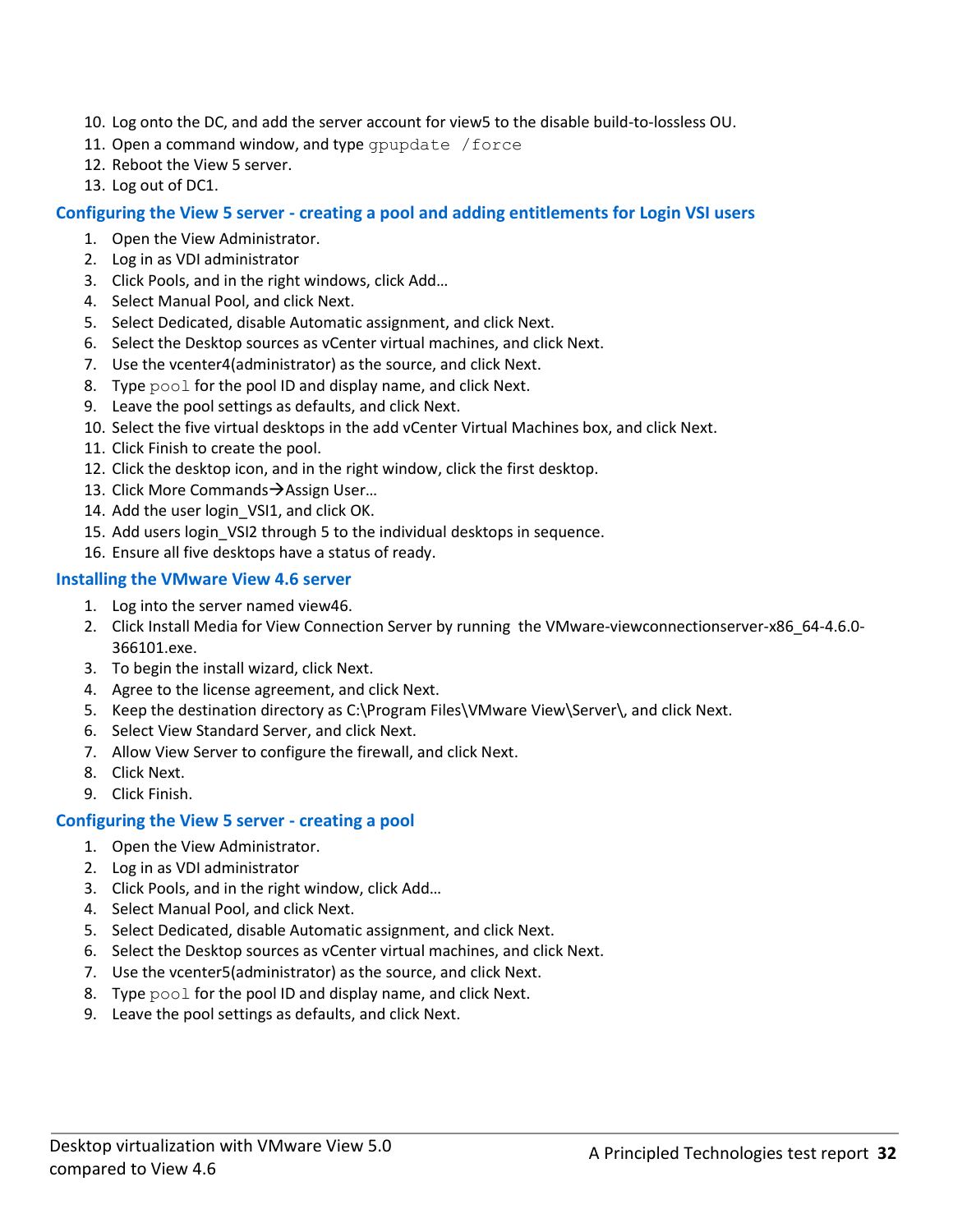10. Log onto the DC, and add the server account for view5 to the disable build-to-lossless OU.
11. Open a command window, and type `gpupdate /force`
12. Reboot the View 5 server.
13. Log out of DC1.

### Configuring the View 5 server - creating a pool and adding entitlements for Login VSI users

1. Open the View Administrator.
2. Log in as VDI administrator
3. Click Pools, and in the right windows, click Add…
4. Select Manual Pool, and click Next.
5. Select Dedicated, disable Automatic assignment, and click Next.
6. Select the Desktop sources as vCenter virtual machines, and click Next.
7. Use the vcenter4(administrator) as the source, and click Next.
8. Type `pool` for the pool ID and display name, and click Next.
9. Leave the pool settings as defaults, and click Next.
10. Select the five virtual desktops in the add vCenter Virtual Machines box, and click Next.
11. Click Finish to create the pool.
12. Click the desktop icon, and in the right window, click the first desktop.
13. Click More Commands→Assign User…
14. Add the user login_VSI1, and click OK.
15. Add users login_VSI2 through 5 to the individual desktops in sequence.
16. Ensure all five desktops have a status of ready.

### Installing the VMware View 4.6 server

1. Log into the server named view46.
2. Click Install Media for View Connection Server by running the VMware-viewconnectionserver-x86_64-4.6.0-366101.exe.
3. To begin the install wizard, click Next.
4. Agree to the license agreement, and click Next.
5. Keep the destination directory as C:\Program Files\VMware View\Server\, and click Next.
6. Select View Standard Server, and click Next.
7. Allow View Server to configure the firewall, and click Next.
8. Click Next.
9. Click Finish.

### Configuring the View 5 server - creating a pool

1. Open the View Administrator.
2. Log in as VDI administrator
3. Click Pools, and in the right window, click Add…
4. Select Manual Pool, and click Next.
5. Select Dedicated, disable Automatic assignment, and click Next.
6. Select the Desktop sources as vCenter virtual machines, and click Next.
7. Use the vcenter5(administrator) as the source, and click Next.
8. Type `pool` for the pool ID and display name, and click Next.
9. Leave the pool settings as defaults, and click Next.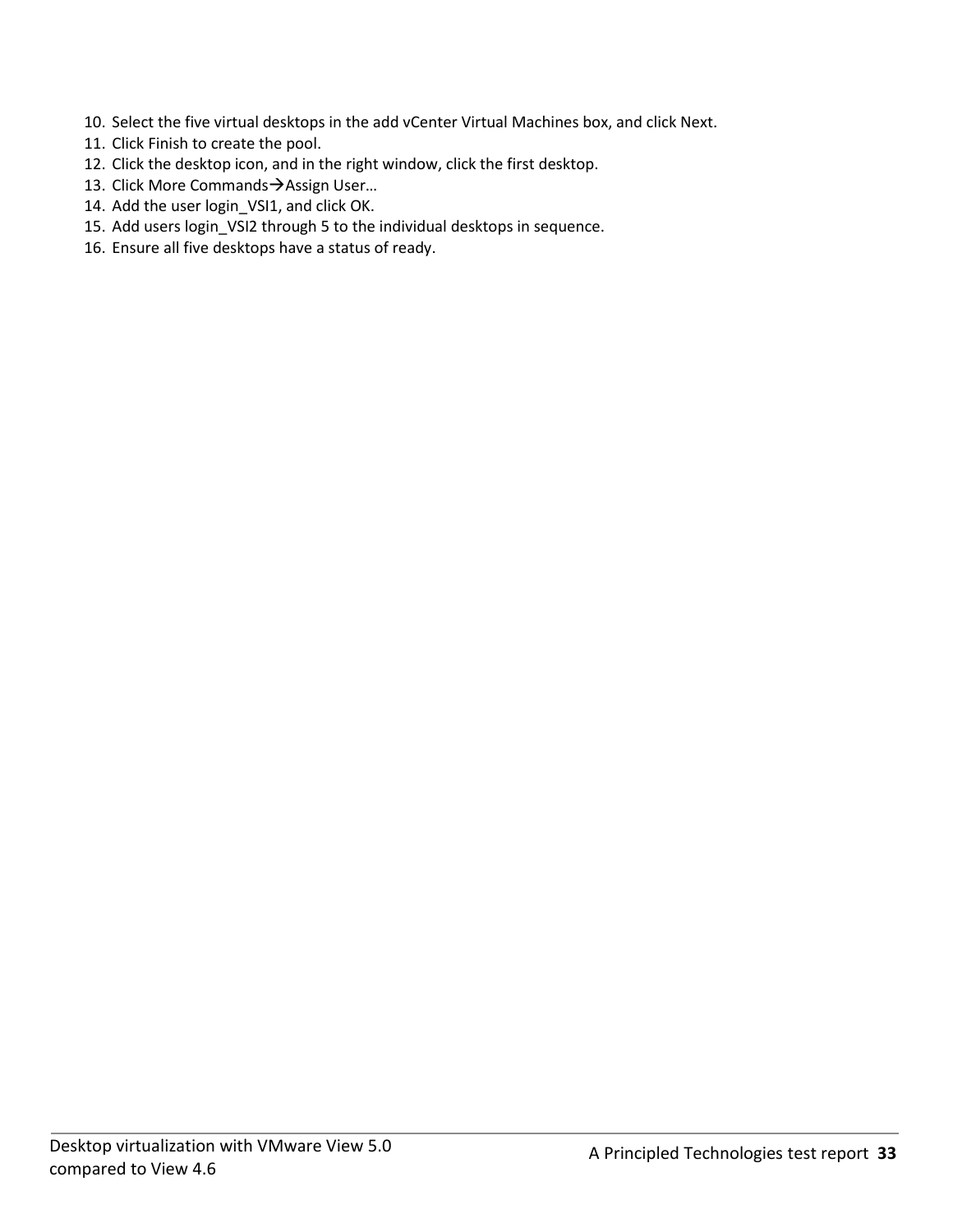10. Select the five virtual desktops in the add vCenter Virtual Machines box, and click Next.
11. Click Finish to create the pool.
12. Click the desktop icon, and in the right window, click the first desktop.
13. Click More Commands→Assign User…
14. Add the user login_VSI1, and click OK.
15. Add users login_VSI2 through 5 to the individual desktops in sequence.
16. Ensure all five desktops have a status of ready.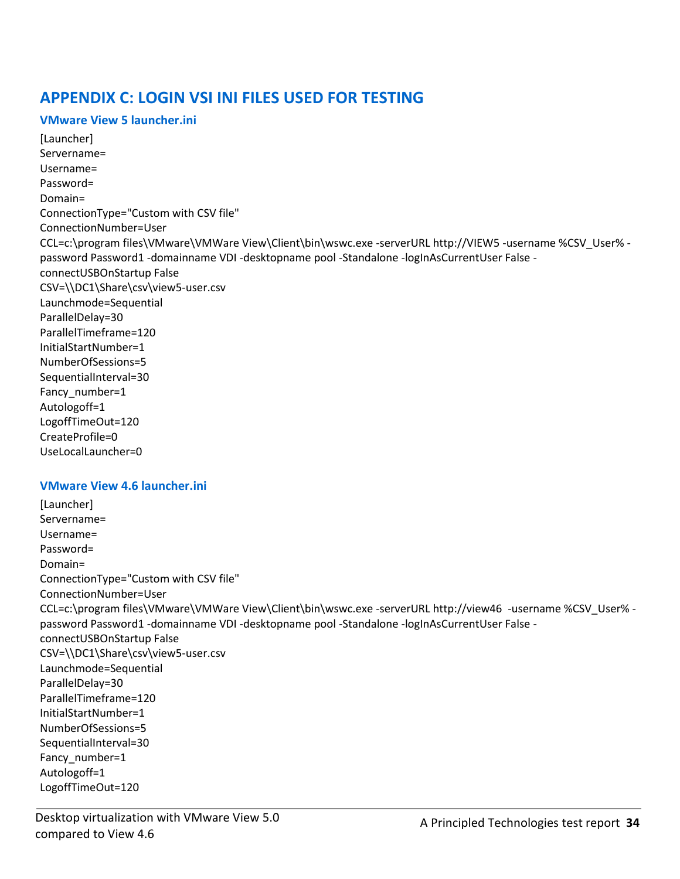## APPENDIX C: LOGIN VSI INI FILES USED FOR TESTING

### VMware View 5 launcher.ini

```
[Launcher]
Servername=
Username=
Password=
Domain=
ConnectionType="Custom with CSV file"
ConnectionNumber=User
CCL=c:\program files\VMware\VMWare View\Client\bin\wswc.exe -serverURL http://VIEW5 -username %CSV_User% -password Password1 -domainname VDI -desktopname pool -Standalone -logInAsCurrentUser False -connectUSBOnStartup False
CSV=\\DC1\Share\csv\view5-user.csv
Launchmode=Sequential
ParallelDelay=30
ParallelTimeframe=120
InitialStartNumber=1
NumberOfSessions=5
SequentialInterval=30
Fancy_number=1
Autologoff=1
LogoffTimeOut=120
CreateProfile=0
UseLocalLauncher=0
```

### VMware View 4.6 launcher.ini

```
[Launcher]
Servername=
Username=
Password=
Domain=
ConnectionType="Custom with CSV file"
ConnectionNumber=User
CCL=c:\program files\VMware\VMWare View\Client\bin\wswc.exe -serverURL http://view46  -username %CSV_User% -password Password1 -domainname VDI -desktopname pool -Standalone -logInAsCurrentUser False -connectUSBOnStartup False
CSV=\\DC1\Share\csv\view5-user.csv
Launchmode=Sequential
ParallelDelay=30
ParallelTimeframe=120
InitialStartNumber=1
NumberOfSessions=5
SequentialInterval=30
Fancy_number=1
Autologoff=1
LogoffTimeOut=120
```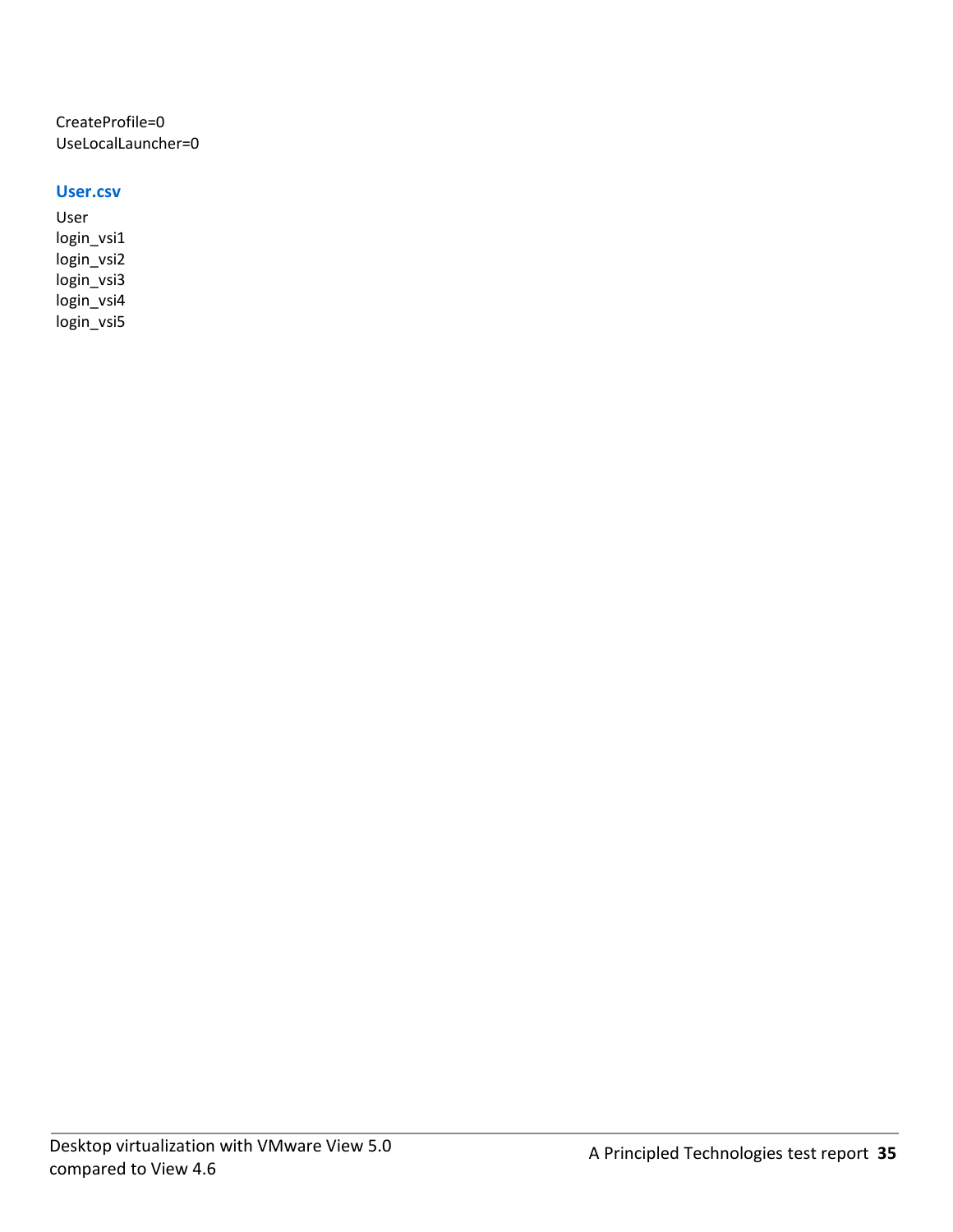CreateProfile=0
UseLocalLauncher=0

### User.csv

User
login_vsi1
login_vsi2
login_vsi3
login_vsi4
login_vsi5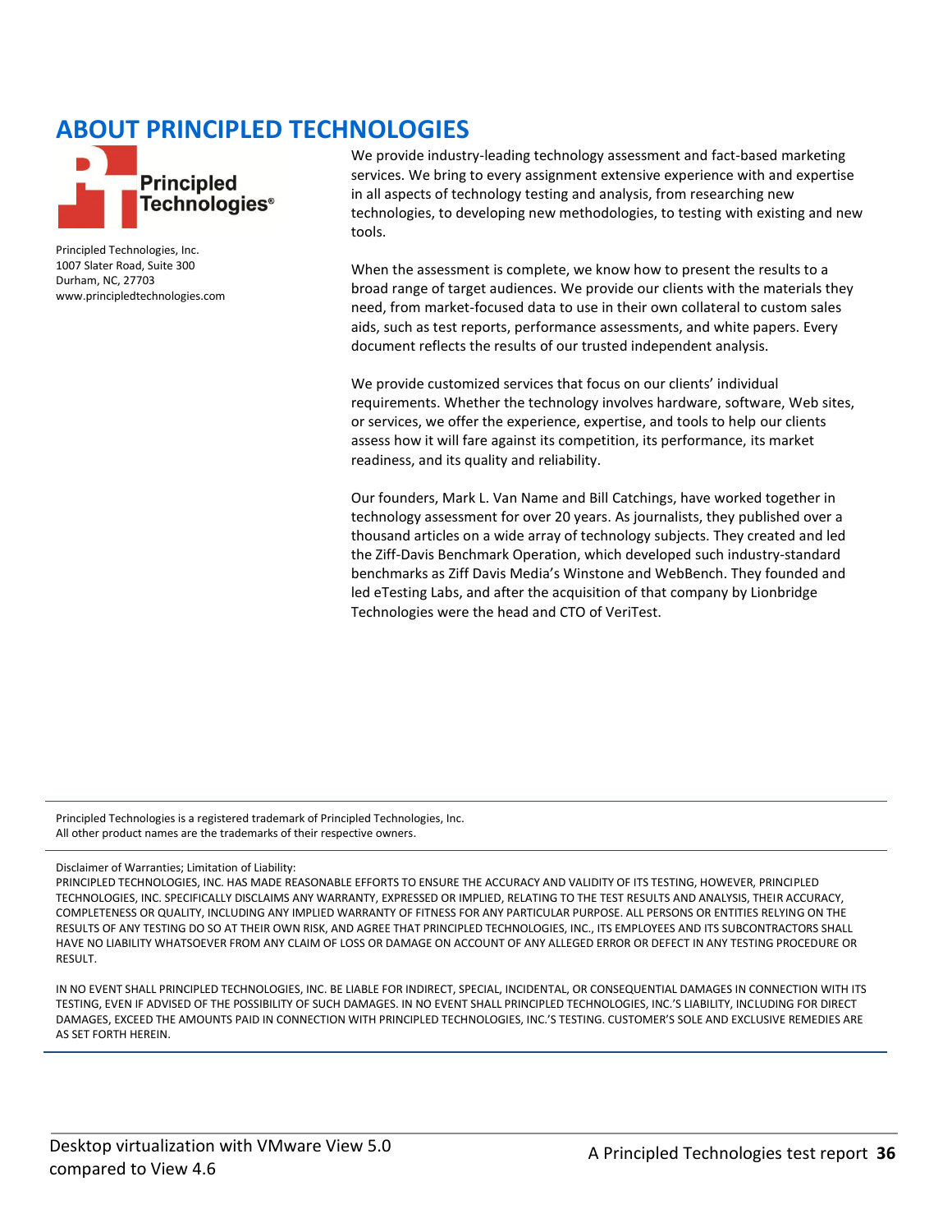# ABOUT PRINCIPLED TECHNOLOGIES

Principled Technologies, Inc.
1007 Slater Road, Suite 300
Durham, NC, 27703
www.principledtechnologies.com

We provide industry-leading technology assessment and fact-based marketing services. We bring to every assignment extensive experience with and expertise in all aspects of technology testing and analysis, from researching new technologies, to developing new methodologies, to testing with existing and new tools.

When the assessment is complete, we know how to present the results to a broad range of target audiences. We provide our clients with the materials they need, from market-focused data to use in their own collateral to custom sales aids, such as test reports, performance assessments, and white papers. Every document reflects the results of our trusted independent analysis.

We provide customized services that focus on our clients' individual requirements. Whether the technology involves hardware, software, Web sites, or services, we offer the experience, expertise, and tools to help our clients assess how it will fare against its competition, its performance, its market readiness, and its quality and reliability.

Our founders, Mark L. Van Name and Bill Catchings, have worked together in technology assessment for over 20 years. As journalists, they published over a thousand articles on a wide array of technology subjects. They created and led the Ziff-Davis Benchmark Operation, which developed such industry-standard benchmarks as Ziff Davis Media's Winstone and WebBench. They founded and led eTesting Labs, and after the acquisition of that company by Lionbridge Technologies were the head and CTO of VeriTest.

---

Principled Technologies is a registered trademark of Principled Technologies, Inc.
All other product names are the trademarks of their respective owners.

---

Disclaimer of Warranties; Limitation of Liability:
PRINCIPLED TECHNOLOGIES, INC. HAS MADE REASONABLE EFFORTS TO ENSURE THE ACCURACY AND VALIDITY OF ITS TESTING, HOWEVER, PRINCIPLED TECHNOLOGIES, INC. SPECIFICALLY DISCLAIMS ANY WARRANTY, EXPRESSED OR IMPLIED, RELATING TO THE TEST RESULTS AND ANALYSIS, THEIR ACCURACY, COMPLETENESS OR QUALITY, INCLUDING ANY IMPLIED WARRANTY OF FITNESS FOR ANY PARTICULAR PURPOSE. ALL PERSONS OR ENTITIES RELYING ON THE RESULTS OF ANY TESTING DO SO AT THEIR OWN RISK, AND AGREE THAT PRINCIPLED TECHNOLOGIES, INC., ITS EMPLOYEES AND ITS SUBCONTRACTORS SHALL HAVE NO LIABILITY WHATSOEVER FROM ANY CLAIM OF LOSS OR DAMAGE ON ACCOUNT OF ANY ALLEGED ERROR OR DEFECT IN ANY TESTING PROCEDURE OR RESULT.

IN NO EVENT SHALL PRINCIPLED TECHNOLOGIES, INC. BE LIABLE FOR INDIRECT, SPECIAL, INCIDENTAL, OR CONSEQUENTIAL DAMAGES IN CONNECTION WITH ITS TESTING, EVEN IF ADVISED OF THE POSSIBILITY OF SUCH DAMAGES. IN NO EVENT SHALL PRINCIPLED TECHNOLOGIES, INC.'S LIABILITY, INCLUDING FOR DIRECT DAMAGES, EXCEED THE AMOUNTS PAID IN CONNECTION WITH PRINCIPLED TECHNOLOGIES, INC.'S TESTING. CUSTOMER'S SOLE AND EXCLUSIVE REMEDIES ARE AS SET FORTH HEREIN.